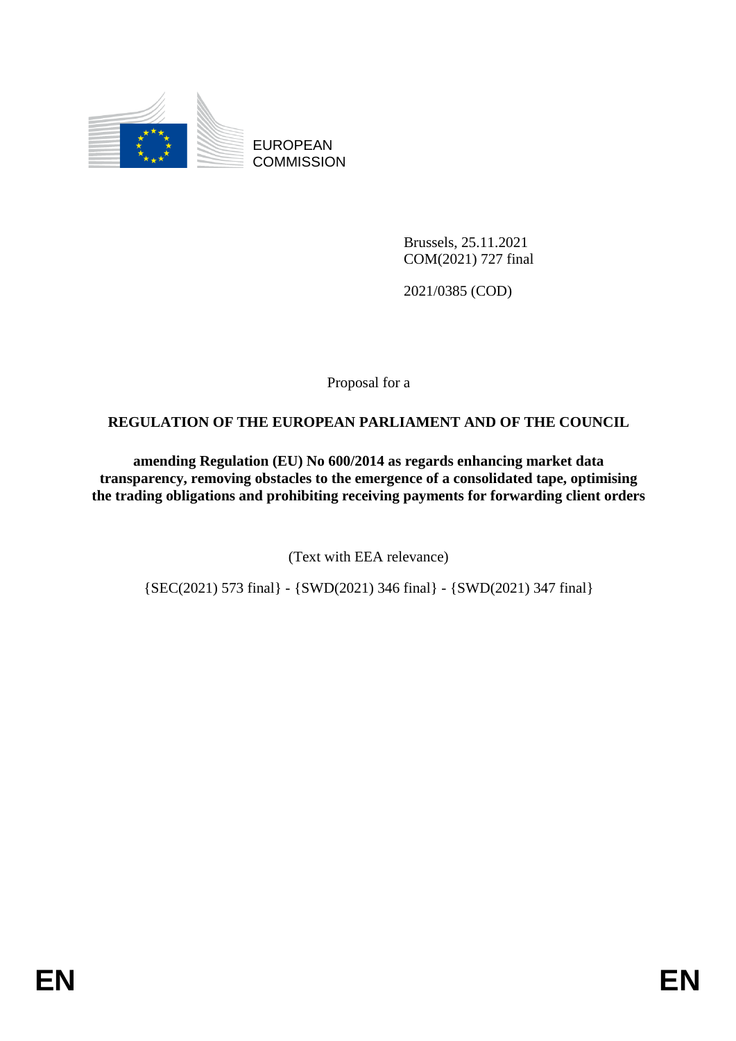EUROPEAN COMMISSION

Brussels, 25.11.2021
COM(2021) 727 final

2021/0385 (COD)

Proposal for a

**REGULATION OF THE EUROPEAN PARLIAMENT AND OF THE COUNCIL**

**amending Regulation (EU) No 600/2014 as regards enhancing market data transparency, removing obstacles to the emergence of a consolidated tape, optimising the trading obligations and prohibiting receiving payments for forwarding client orders**

(Text with EEA relevance)

{SEC(2021) 573 final} - {SWD(2021) 346 final} - {SWD(2021) 347 final}

EN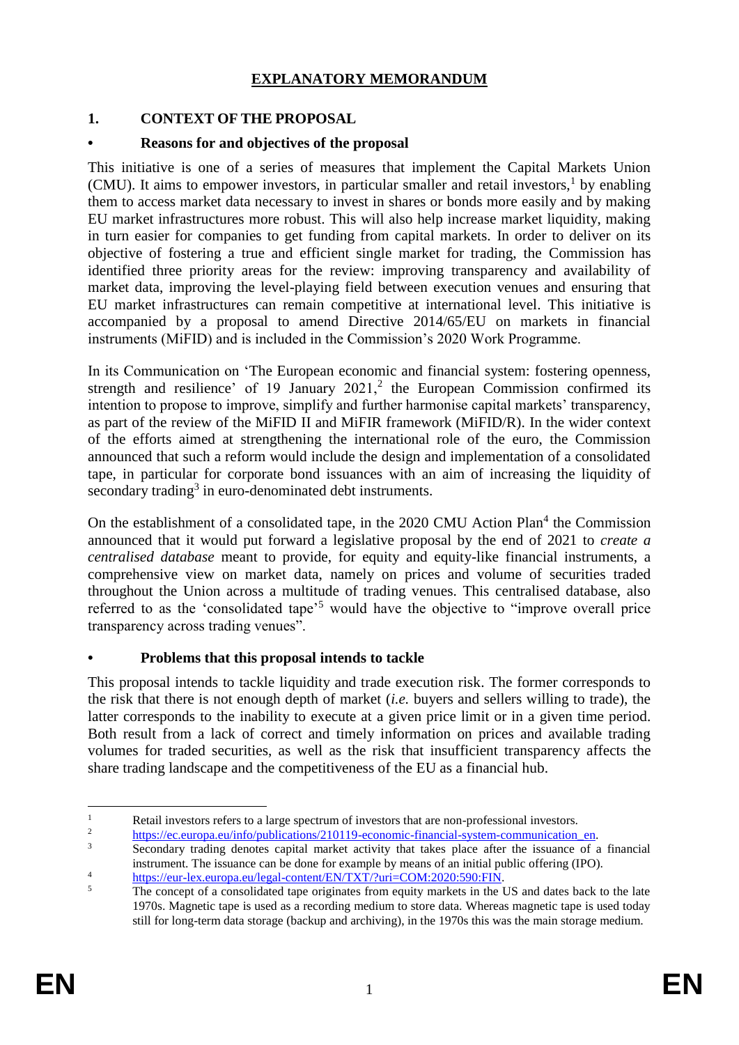# **EXPLANATORY MEMORANDUM**

## **1. CONTEXT OF THE PROPOSAL**

### **• Reasons for and objectives of the proposal**

This initiative is one of a series of measures that implement the Capital Markets Union (CMU). It aims to empower investors, in particular smaller and retail investors,[1] by enabling them to access market data necessary to invest in shares or bonds more easily and by making EU market infrastructures more robust. This will also help increase market liquidity, making in turn easier for companies to get funding from capital markets. In order to deliver on its objective of fostering a true and efficient single market for trading, the Commission has identified three priority areas for the review: improving transparency and availability of market data, improving the level-playing field between execution venues and ensuring that EU market infrastructures can remain competitive at international level. This initiative is accompanied by a proposal to amend Directive 2014/65/EU on markets in financial instruments (MiFID) and is included in the Commission's 2020 Work Programme.

In its Communication on 'The European economic and financial system: fostering openness, strength and resilience' of 19 January 2021,[2] the European Commission confirmed its intention to propose to improve, simplify and further harmonise capital markets' transparency, as part of the review of the MiFID II and MiFIR framework (MiFID/R). In the wider context of the efforts aimed at strengthening the international role of the euro, the Commission announced that such a reform would include the design and implementation of a consolidated tape, in particular for corporate bond issuances with an aim of increasing the liquidity of secondary trading[3] in euro-denominated debt instruments.

On the establishment of a consolidated tape, in the 2020 CMU Action Plan[4] the Commission announced that it would put forward a legislative proposal by the end of 2021 to *create a centralised database* meant to provide, for equity and equity-like financial instruments, a comprehensive view on market data, namely on prices and volume of securities traded throughout the Union across a multitude of trading venues. This centralised database, also referred to as the 'consolidated tape'[5] would have the objective to "improve overall price transparency across trading venues".

### **• Problems that this proposal intends to tackle**

This proposal intends to tackle liquidity and trade execution risk. The former corresponds to the risk that there is not enough depth of market (*i.e.* buyers and sellers willing to trade), the latter corresponds to the inability to execute at a given price limit or in a given time period. Both result from a lack of correct and timely information on prices and available trading volumes for traded securities, as well as the risk that insufficient transparency affects the share trading landscape and the competitiveness of the EU as a financial hub.

---

[1] Retail investors refers to a large spectrum of investors that are non-professional investors.

[2] https://ec.europa.eu/info/publications/210119-economic-financial-system-communication_en.

[3] Secondary trading denotes capital market activity that takes place after the issuance of a financial instrument. The issuance can be done for example by means of an initial public offering (IPO).

[4] https://eur-lex.europa.eu/legal-content/EN/TXT/?uri=COM:2020:590:FIN.

[5] The concept of a consolidated tape originates from equity markets in the US and dates back to the late 1970s. Magnetic tape is used as a recording medium to store data. Whereas magnetic tape is used today still for long-term data storage (backup and archiving), in the 1970s this was the main storage medium.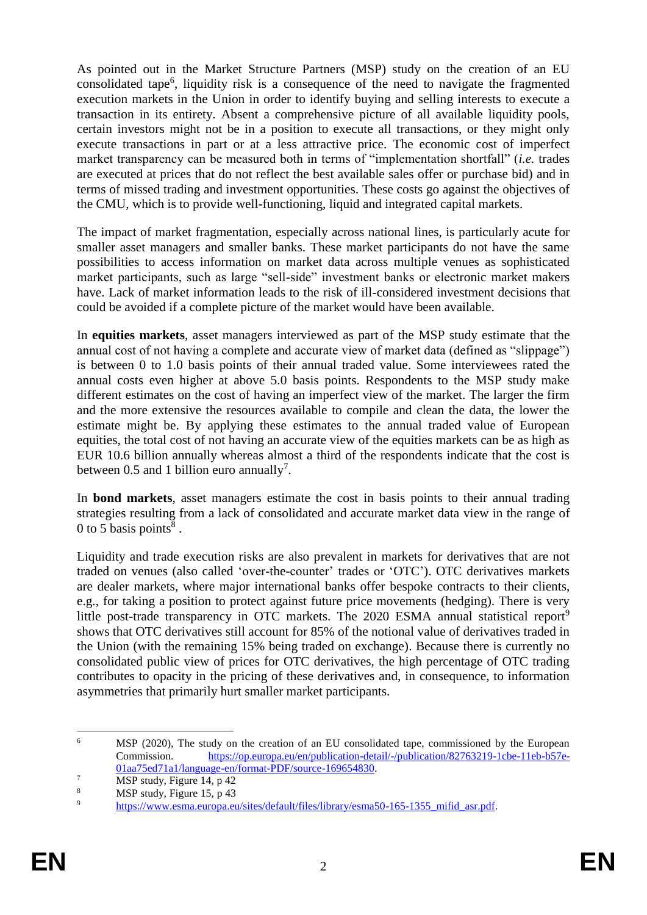As pointed out in the Market Structure Partners (MSP) study on the creation of an EU consolidated tape[6], liquidity risk is a consequence of the need to navigate the fragmented execution markets in the Union in order to identify buying and selling interests to execute a transaction in its entirety. Absent a comprehensive picture of all available liquidity pools, certain investors might not be in a position to execute all transactions, or they might only execute transactions in part or at a less attractive price. The economic cost of imperfect market transparency can be measured both in terms of "implementation shortfall" (*i.e.* trades are executed at prices that do not reflect the best available sales offer or purchase bid) and in terms of missed trading and investment opportunities. These costs go against the objectives of the CMU, which is to provide well-functioning, liquid and integrated capital markets.

The impact of market fragmentation, especially across national lines, is particularly acute for smaller asset managers and smaller banks. These market participants do not have the same possibilities to access information on market data across multiple venues as sophisticated market participants, such as large "sell-side" investment banks or electronic market makers have. Lack of market information leads to the risk of ill-considered investment decisions that could be avoided if a complete picture of the market would have been available.

In **equities markets**, asset managers interviewed as part of the MSP study estimate that the annual cost of not having a complete and accurate view of market data (defined as "slippage") is between 0 to 1.0 basis points of their annual traded value. Some interviewees rated the annual costs even higher at above 5.0 basis points. Respondents to the MSP study make different estimates on the cost of having an imperfect view of the market. The larger the firm and the more extensive the resources available to compile and clean the data, the lower the estimate might be. By applying these estimates to the annual traded value of European equities, the total cost of not having an accurate view of the equities markets can be as high as EUR 10.6 billion annually whereas almost a third of the respondents indicate that the cost is between 0.5 and 1 billion euro annually[7].

In **bond markets**, asset managers estimate the cost in basis points to their annual trading strategies resulting from a lack of consolidated and accurate market data view in the range of 0 to 5 basis points[8] .

Liquidity and trade execution risks are also prevalent in markets for derivatives that are not traded on venues (also called 'over-the-counter' trades or 'OTC'). OTC derivatives markets are dealer markets, where major international banks offer bespoke contracts to their clients, e.g., for taking a position to protect against future price movements (hedging). There is very little post-trade transparency in OTC markets. The 2020 ESMA annual statistical report[9] shows that OTC derivatives still account for 85% of the notional value of derivatives traded in the Union (with the remaining 15% being traded on exchange). Because there is currently no consolidated public view of prices for OTC derivatives, the high percentage of OTC trading contributes to opacity in the pricing of these derivatives and, in consequence, to information asymmetries that primarily hurt smaller market participants.

---

[6] MSP (2020), The study on the creation of an EU consolidated tape, commissioned by the European Commission. https://op.europa.eu/en/publication-detail/-/publication/82763219-1cbe-11eb-b57e-01aa75ed71a1/language-en/format-PDF/source-169654830.

[7] MSP study, Figure 14, p 42

[8] MSP study, Figure 15, p 43

[9] https://www.esma.europa.eu/sites/default/files/library/esma50-165-1355_mifid_asr.pdf.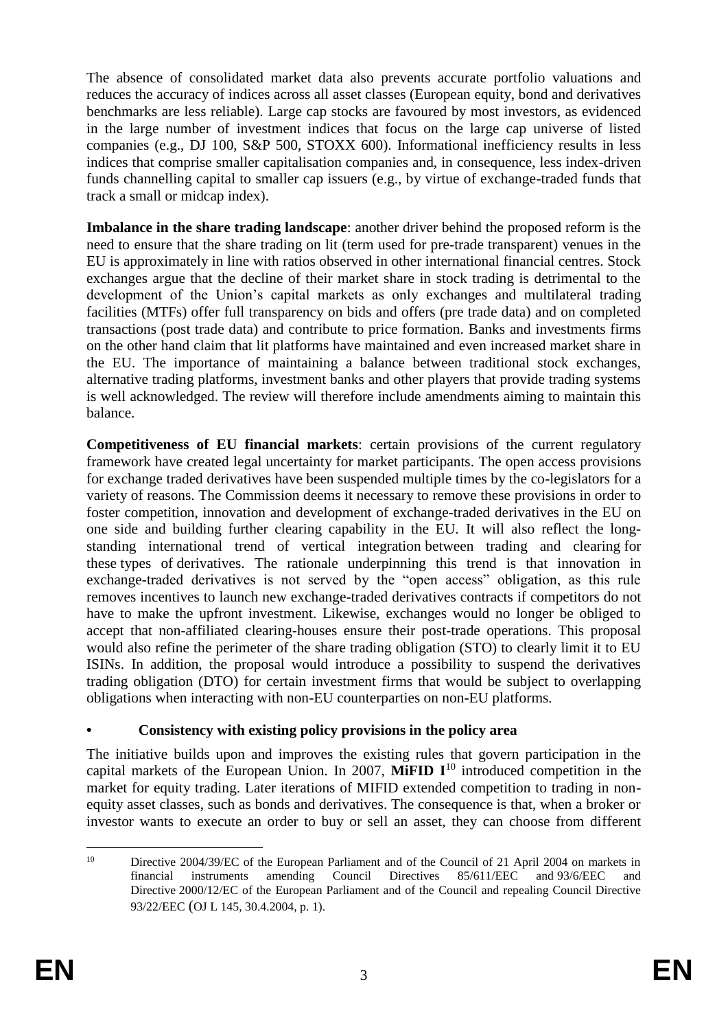The absence of consolidated market data also prevents accurate portfolio valuations and reduces the accuracy of indices across all asset classes (European equity, bond and derivatives benchmarks are less reliable). Large cap stocks are favoured by most investors, as evidenced in the large number of investment indices that focus on the large cap universe of listed companies (e.g., DJ 100, S&P 500, STOXX 600). Informational inefficiency results in less indices that comprise smaller capitalisation companies and, in consequence, less index-driven funds channelling capital to smaller cap issuers (e.g., by virtue of exchange-traded funds that track a small or midcap index).

**Imbalance in the share trading landscape**: another driver behind the proposed reform is the need to ensure that the share trading on lit (term used for pre-trade transparent) venues in the EU is approximately in line with ratios observed in other international financial centres. Stock exchanges argue that the decline of their market share in stock trading is detrimental to the development of the Union's capital markets as only exchanges and multilateral trading facilities (MTFs) offer full transparency on bids and offers (pre trade data) and on completed transactions (post trade data) and contribute to price formation. Banks and investments firms on the other hand claim that lit platforms have maintained and even increased market share in the EU. The importance of maintaining a balance between traditional stock exchanges, alternative trading platforms, investment banks and other players that provide trading systems is well acknowledged. The review will therefore include amendments aiming to maintain this balance.

**Competitiveness of EU financial markets**: certain provisions of the current regulatory framework have created legal uncertainty for market participants. The open access provisions for exchange traded derivatives have been suspended multiple times by the co-legislators for a variety of reasons. The Commission deems it necessary to remove these provisions in order to foster competition, innovation and development of exchange-traded derivatives in the EU on one side and building further clearing capability in the EU. It will also reflect the long-standing international trend of vertical integration between trading and clearing for these types of derivatives. The rationale underpinning this trend is that innovation in exchange-traded derivatives is not served by the "open access" obligation, as this rule removes incentives to launch new exchange-traded derivatives contracts if competitors do not have to make the upfront investment. Likewise, exchanges would no longer be obliged to accept that non-affiliated clearing-houses ensure their post-trade operations. This proposal would also refine the perimeter of the share trading obligation (STO) to clearly limit it to EU ISINs. In addition, the proposal would introduce a possibility to suspend the derivatives trading obligation (DTO) for certain investment firms that would be subject to overlapping obligations when interacting with non-EU counterparties on non-EU platforms.

- **Consistency with existing policy provisions in the policy area**

The initiative builds upon and improves the existing rules that govern participation in the capital markets of the European Union. In 2007, **MiFID I**[10] introduced competition in the market for equity trading. Later iterations of MIFID extended competition to trading in non-equity asset classes, such as bonds and derivatives. The consequence is that, when a broker or investor wants to execute an order to buy or sell an asset, they can choose from different

---

[10] Directive 2004/39/EC of the European Parliament and of the Council of 21 April 2004 on markets in financial instruments amending Council Directives 85/611/EEC and 93/6/EEC and Directive 2000/12/EC of the European Parliament and of the Council and repealing Council Directive 93/22/EEC (OJ L 145, 30.4.2004, p. 1).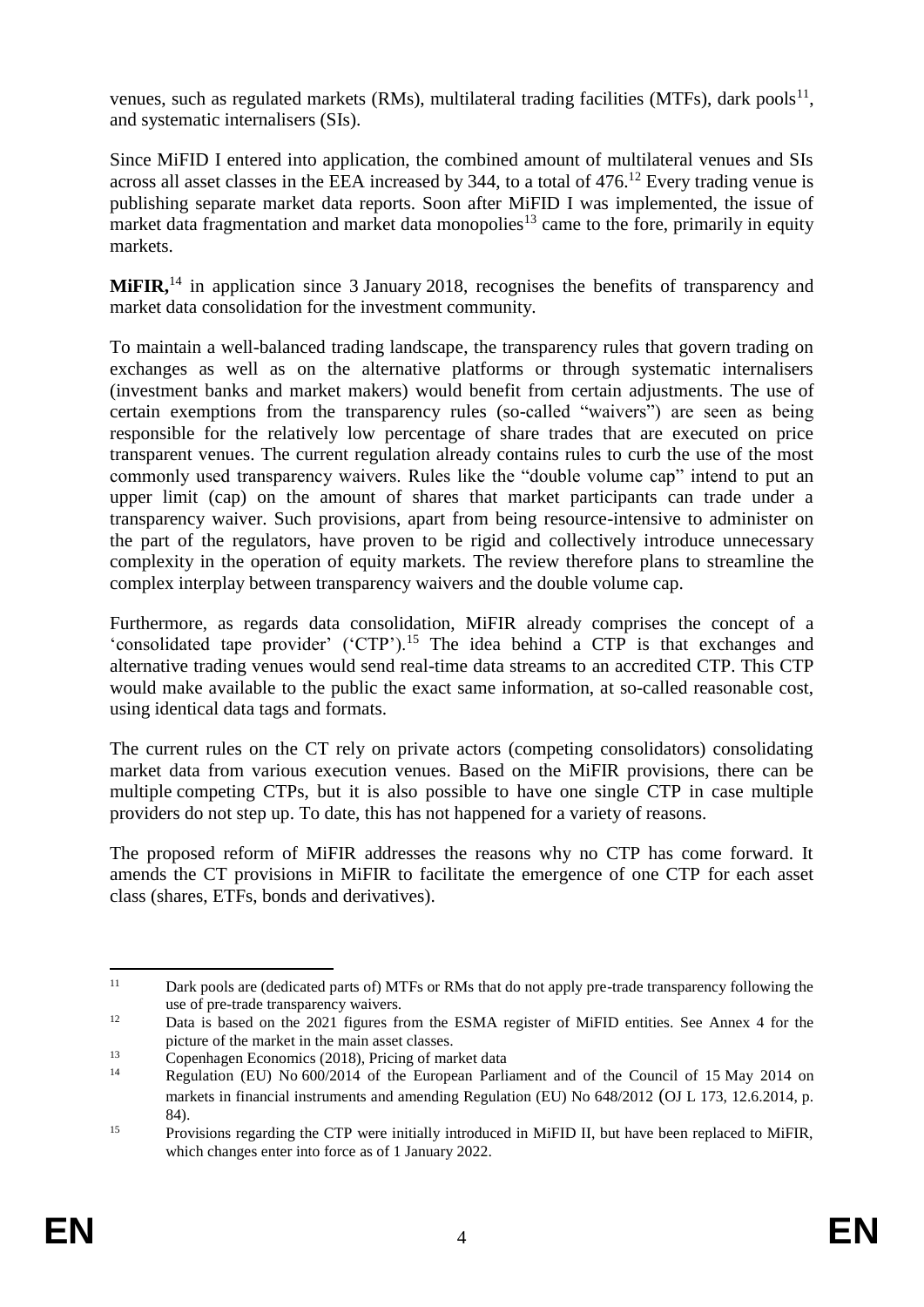venues, such as regulated markets (RMs), multilateral trading facilities (MTFs), dark pools[11], and systematic internalisers (SIs).

Since MiFID I entered into application, the combined amount of multilateral venues and SIs across all asset classes in the EEA increased by 344, to a total of 476.[12] Every trading venue is publishing separate market data reports. Soon after MiFID I was implemented, the issue of market data fragmentation and market data monopolies[13] came to the fore, primarily in equity markets.

**MiFIR,**[14] in application since 3 January 2018, recognises the benefits of transparency and market data consolidation for the investment community.

To maintain a well-balanced trading landscape, the transparency rules that govern trading on exchanges as well as on the alternative platforms or through systematic internalisers (investment banks and market makers) would benefit from certain adjustments. The use of certain exemptions from the transparency rules (so-called "waivers") are seen as being responsible for the relatively low percentage of share trades that are executed on price transparent venues. The current regulation already contains rules to curb the use of the most commonly used transparency waivers. Rules like the "double volume cap" intend to put an upper limit (cap) on the amount of shares that market participants can trade under a transparency waiver. Such provisions, apart from being resource-intensive to administer on the part of the regulators, have proven to be rigid and collectively introduce unnecessary complexity in the operation of equity markets. The review therefore plans to streamline the complex interplay between transparency waivers and the double volume cap.

Furthermore, as regards data consolidation, MiFIR already comprises the concept of a 'consolidated tape provider' ('CTP').[15] The idea behind a CTP is that exchanges and alternative trading venues would send real-time data streams to an accredited CTP. This CTP would make available to the public the exact same information, at so-called reasonable cost, using identical data tags and formats.

The current rules on the CT rely on private actors (competing consolidators) consolidating market data from various execution venues. Based on the MiFIR provisions, there can be multiple competing CTPs, but it is also possible to have one single CTP in case multiple providers do not step up. To date, this has not happened for a variety of reasons.

The proposed reform of MiFIR addresses the reasons why no CTP has come forward. It amends the CT provisions in MiFIR to facilitate the emergence of one CTP for each asset class (shares, ETFs, bonds and derivatives).

---

[11] Dark pools are (dedicated parts of) MTFs or RMs that do not apply pre-trade transparency following the use of pre-trade transparency waivers.

[12] Data is based on the 2021 figures from the ESMA register of MiFID entities. See Annex 4 for the picture of the market in the main asset classes.

[13] Copenhagen Economics (2018), Pricing of market data

[14] Regulation (EU) No 600/2014 of the European Parliament and of the Council of 15 May 2014 on markets in financial instruments and amending Regulation (EU) No 648/2012 (OJ L 173, 12.6.2014, p. 84).

[15] Provisions regarding the CTP were initially introduced in MiFID II, but have been replaced to MiFIR, which changes enter into force as of 1 January 2022.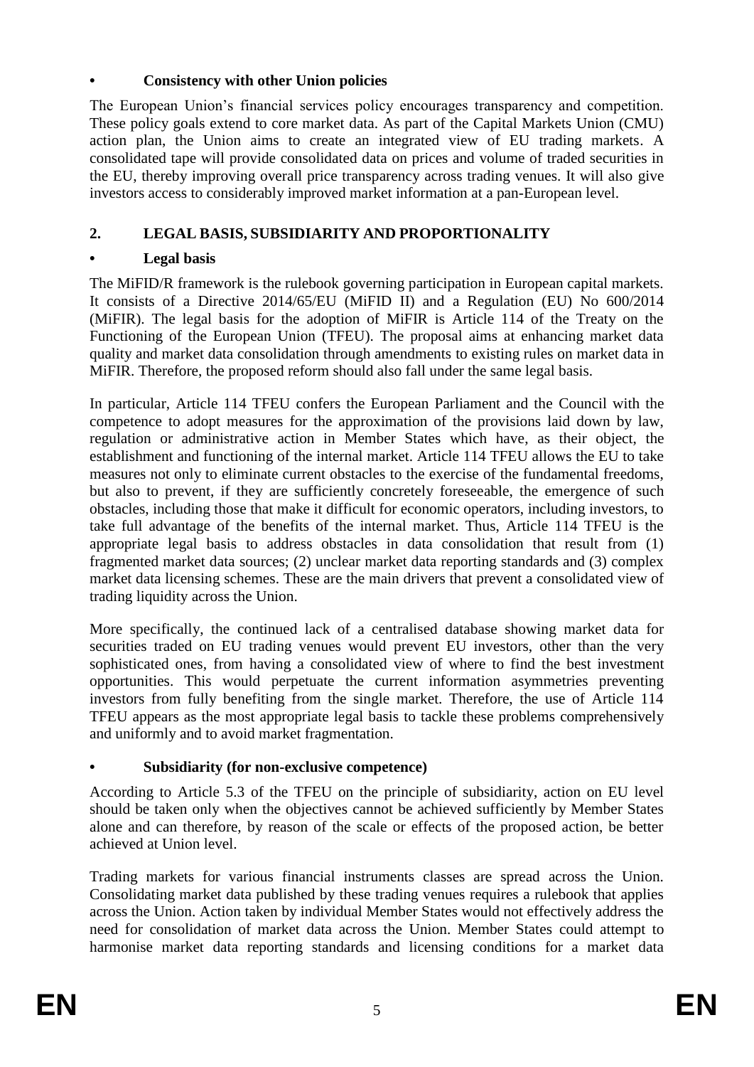- **Consistency with other Union policies**

The European Union's financial services policy encourages transparency and competition. These policy goals extend to core market data. As part of the Capital Markets Union (CMU) action plan, the Union aims to create an integrated view of EU trading markets. A consolidated tape will provide consolidated data on prices and volume of traded securities in the EU, thereby improving overall price transparency across trading venues. It will also give investors access to considerably improved market information at a pan-European level.

## 2. LEGAL BASIS, SUBSIDIARITY AND PROPORTIONALITY

- **Legal basis**

The MiFID/R framework is the rulebook governing participation in European capital markets. It consists of a Directive 2014/65/EU (MiFID II) and a Regulation (EU) No 600/2014 (MiFIR). The legal basis for the adoption of MiFIR is Article 114 of the Treaty on the Functioning of the European Union (TFEU). The proposal aims at enhancing market data quality and market data consolidation through amendments to existing rules on market data in MiFIR. Therefore, the proposed reform should also fall under the same legal basis.

In particular, Article 114 TFEU confers the European Parliament and the Council with the competence to adopt measures for the approximation of the provisions laid down by law, regulation or administrative action in Member States which have, as their object, the establishment and functioning of the internal market. Article 114 TFEU allows the EU to take measures not only to eliminate current obstacles to the exercise of the fundamental freedoms, but also to prevent, if they are sufficiently concretely foreseeable, the emergence of such obstacles, including those that make it difficult for economic operators, including investors, to take full advantage of the benefits of the internal market. Thus, Article 114 TFEU is the appropriate legal basis to address obstacles in data consolidation that result from (1) fragmented market data sources; (2) unclear market data reporting standards and (3) complex market data licensing schemes. These are the main drivers that prevent a consolidated view of trading liquidity across the Union.

More specifically, the continued lack of a centralised database showing market data for securities traded on EU trading venues would prevent EU investors, other than the very sophisticated ones, from having a consolidated view of where to find the best investment opportunities. This would perpetuate the current information asymmetries preventing investors from fully benefiting from the single market. Therefore, the use of Article 114 TFEU appears as the most appropriate legal basis to tackle these problems comprehensively and uniformly and to avoid market fragmentation.

- **Subsidiarity (for non-exclusive competence)**

According to Article 5.3 of the TFEU on the principle of subsidiarity, action on EU level should be taken only when the objectives cannot be achieved sufficiently by Member States alone and can therefore, by reason of the scale or effects of the proposed action, be better achieved at Union level.

Trading markets for various financial instruments classes are spread across the Union. Consolidating market data published by these trading venues requires a rulebook that applies across the Union. Action taken by individual Member States would not effectively address the need for consolidation of market data across the Union. Member States could attempt to harmonise market data reporting standards and licensing conditions for a market data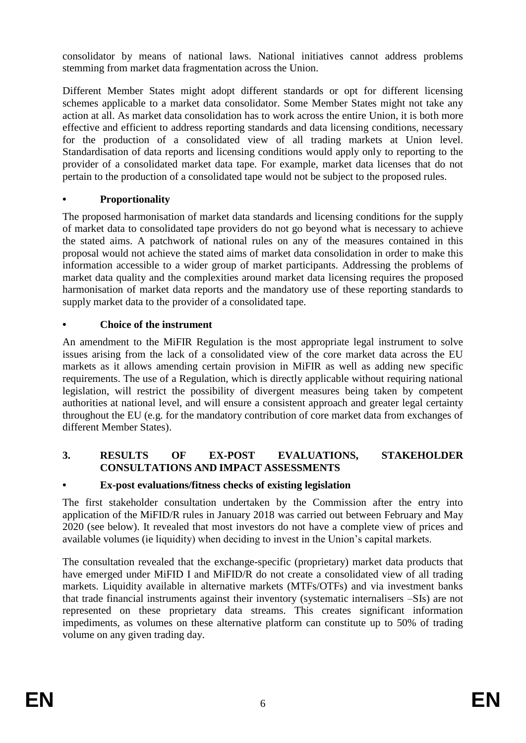consolidator by means of national laws. National initiatives cannot address problems stemming from market data fragmentation across the Union.

Different Member States might adopt different standards or opt for different licensing schemes applicable to a market data consolidator. Some Member States might not take any action at all. As market data consolidation has to work across the entire Union, it is both more effective and efficient to address reporting standards and data licensing conditions, necessary for the production of a consolidated view of all trading markets at Union level. Standardisation of data reports and licensing conditions would apply only to reporting to the provider of a consolidated market data tape. For example, market data licenses that do not pertain to the production of a consolidated tape would not be subject to the proposed rules.

### • Proportionality

The proposed harmonisation of market data standards and licensing conditions for the supply of market data to consolidated tape providers do not go beyond what is necessary to achieve the stated aims. A patchwork of national rules on any of the measures contained in this proposal would not achieve the stated aims of market data consolidation in order to make this information accessible to a wider group of market participants. Addressing the problems of market data quality and the complexities around market data licensing requires the proposed harmonisation of market data reports and the mandatory use of these reporting standards to supply market data to the provider of a consolidated tape.

### • Choice of the instrument

An amendment to the MiFIR Regulation is the most appropriate legal instrument to solve issues arising from the lack of a consolidated view of the core market data across the EU markets as it allows amending certain provision in MiFIR as well as adding new specific requirements. The use of a Regulation, which is directly applicable without requiring national legislation, will restrict the possibility of divergent measures being taken by competent authorities at national level, and will ensure a consistent approach and greater legal certainty throughout the EU (e.g. for the mandatory contribution of core market data from exchanges of different Member States).

## 3. RESULTS OF EX-POST EVALUATIONS, STAKEHOLDER CONSULTATIONS AND IMPACT ASSESSMENTS

### • Ex-post evaluations/fitness checks of existing legislation

The first stakeholder consultation undertaken by the Commission after the entry into application of the MiFID/R rules in January 2018 was carried out between February and May 2020 (see below). It revealed that most investors do not have a complete view of prices and available volumes (ie liquidity) when deciding to invest in the Union's capital markets.

The consultation revealed that the exchange-specific (proprietary) market data products that have emerged under MiFID I and MiFID/R do not create a consolidated view of all trading markets. Liquidity available in alternative markets (MTFs/OTFs) and via investment banks that trade financial instruments against their inventory (systematic internalisers –SIs) are not represented on these proprietary data streams. This creates significant information impediments, as volumes on these alternative platform can constitute up to 50% of trading volume on any given trading day.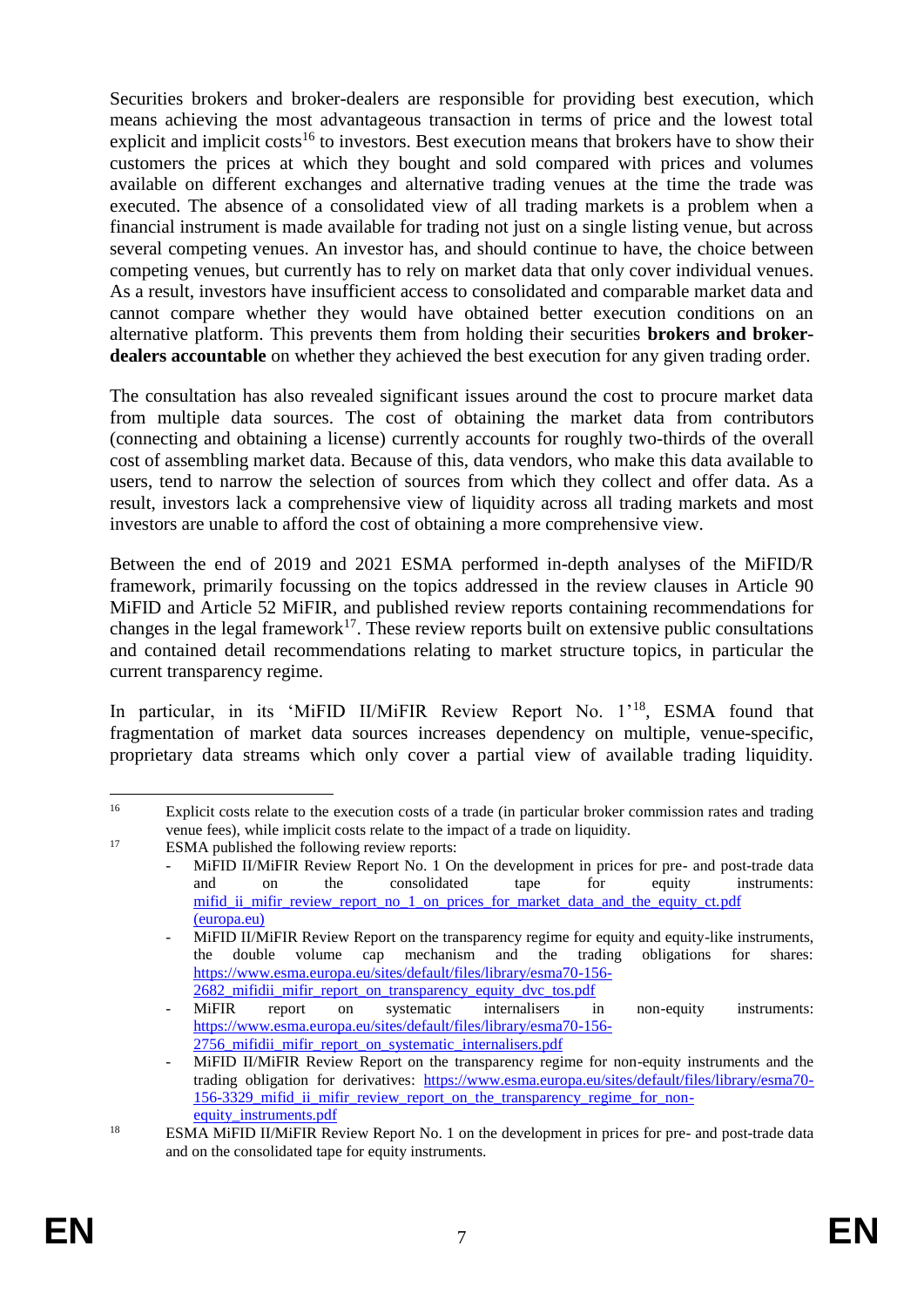Securities brokers and broker-dealers are responsible for providing best execution, which means achieving the most advantageous transaction in terms of price and the lowest total explicit and implicit costs[16] to investors. Best execution means that brokers have to show their customers the prices at which they bought and sold compared with prices and volumes available on different exchanges and alternative trading venues at the time the trade was executed. The absence of a consolidated view of all trading markets is a problem when a financial instrument is made available for trading not just on a single listing venue, but across several competing venues. An investor has, and should continue to have, the choice between competing venues, but currently has to rely on market data that only cover individual venues. As a result, investors have insufficient access to consolidated and comparable market data and cannot compare whether they would have obtained better execution conditions on an alternative platform. This prevents them from holding their securities **brokers and broker-dealers accountable** on whether they achieved the best execution for any given trading order.

The consultation has also revealed significant issues around the cost to procure market data from multiple data sources. The cost of obtaining the market data from contributors (connecting and obtaining a license) currently accounts for roughly two-thirds of the overall cost of assembling market data. Because of this, data vendors, who make this data available to users, tend to narrow the selection of sources from which they collect and offer data. As a result, investors lack a comprehensive view of liquidity across all trading markets and most investors are unable to afford the cost of obtaining a more comprehensive view.

Between the end of 2019 and 2021 ESMA performed in-depth analyses of the MiFID/R framework, primarily focussing on the topics addressed in the review clauses in Article 90 MiFID and Article 52 MiFIR, and published review reports containing recommendations for changes in the legal framework[17]. These review reports built on extensive public consultations and contained detail recommendations relating to market structure topics, in particular the current transparency regime.

In particular, in its 'MiFID II/MiFIR Review Report No. 1'[18], ESMA found that fragmentation of market data sources increases dependency on multiple, venue-specific, proprietary data streams which only cover a partial view of available trading liquidity.

---

[16] Explicit costs relate to the execution costs of a trade (in particular broker commission rates and trading venue fees), while implicit costs relate to the impact of a trade on liquidity.

[17] ESMA published the following review reports:
- MiFID II/MiFIR Review Report No. 1 On the development in prices for pre- and post-trade data and on the consolidated tape for equity instruments: mifid_ii_mifir_review_report_no_1_on_prices_for_market_data_and_the_equity_ct.pdf (europa.eu)
- MiFID II/MiFIR Review Report on the transparency regime for equity and equity-like instruments, the double volume cap mechanism and the trading obligations for shares: https://www.esma.europa.eu/sites/default/files/library/esma70-156-2682_mifidii_mifir_report_on_transparency_equity_dvc_tos.pdf
- MiFIR report on systematic internalisers in non-equity instruments: https://www.esma.europa.eu/sites/default/files/library/esma70-156-2756_mifidii_mifir_report_on_systematic_internalisers.pdf
- MiFID II/MiFIR Review Report on the transparency regime for non-equity instruments and the trading obligation for derivatives: https://www.esma.europa.eu/sites/default/files/library/esma70-156-3329_mifid_ii_mifir_review_report_on_the_transparency_regime_for_non-equity_instruments.pdf

[18] ESMA MiFID II/MiFIR Review Report No. 1 on the development in prices for pre- and post-trade data and on the consolidated tape for equity instruments.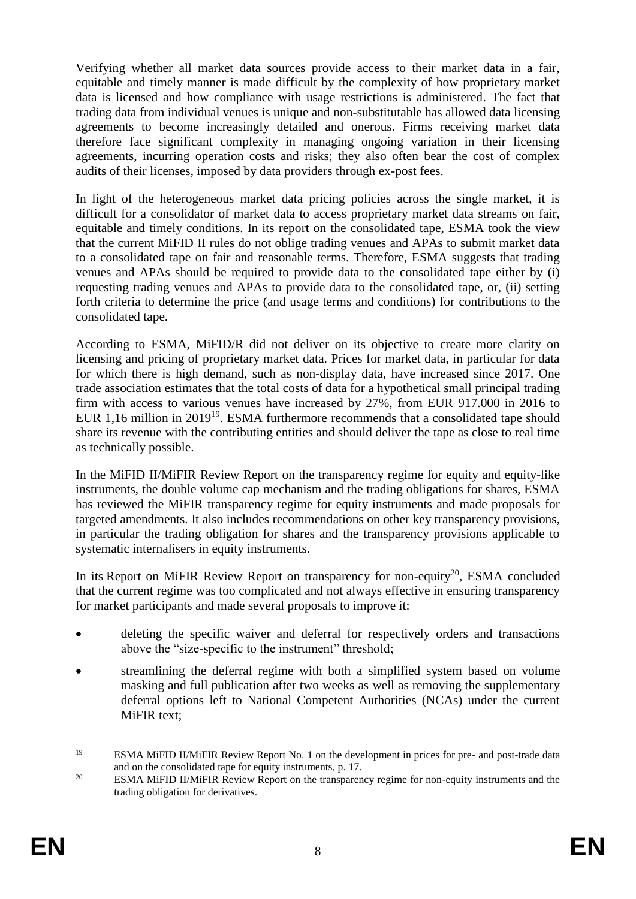Verifying whether all market data sources provide access to their market data in a fair, equitable and timely manner is made difficult by the complexity of how proprietary market data is licensed and how compliance with usage restrictions is administered. The fact that trading data from individual venues is unique and non-substitutable has allowed data licensing agreements to become increasingly detailed and onerous. Firms receiving market data therefore face significant complexity in managing ongoing variation in their licensing agreements, incurring operation costs and risks; they also often bear the cost of complex audits of their licenses, imposed by data providers through ex-post fees.

In light of the heterogeneous market data pricing policies across the single market, it is difficult for a consolidator of market data to access proprietary market data streams on fair, equitable and timely conditions. In its report on the consolidated tape, ESMA took the view that the current MiFID II rules do not oblige trading venues and APAs to submit market data to a consolidated tape on fair and reasonable terms. Therefore, ESMA suggests that trading venues and APAs should be required to provide data to the consolidated tape either by (i) requesting trading venues and APAs to provide data to the consolidated tape, or, (ii) setting forth criteria to determine the price (and usage terms and conditions) for contributions to the consolidated tape.

According to ESMA, MiFID/R did not deliver on its objective to create more clarity on licensing and pricing of proprietary market data. Prices for market data, in particular for data for which there is high demand, such as non-display data, have increased since 2017. One trade association estimates that the total costs of data for a hypothetical small principal trading firm with access to various venues have increased by 27%, from EUR 917.000 in 2016 to EUR 1,16 million in 2019[19]. ESMA furthermore recommends that a consolidated tape should share its revenue with the contributing entities and should deliver the tape as close to real time as technically possible.

In the MiFID II/MiFIR Review Report on the transparency regime for equity and equity-like instruments, the double volume cap mechanism and the trading obligations for shares, ESMA has reviewed the MiFIR transparency regime for equity instruments and made proposals for targeted amendments. It also includes recommendations on other key transparency provisions, in particular the trading obligation for shares and the transparency provisions applicable to systematic internalisers in equity instruments.

In its Report on MiFIR Review Report on transparency for non-equity[20], ESMA concluded that the current regime was too complicated and not always effective in ensuring transparency for market participants and made several proposals to improve it:

- deleting the specific waiver and deferral for respectively orders and transactions above the "size-specific to the instrument" threshold;
- streamlining the deferral regime with both a simplified system based on volume masking and full publication after two weeks as well as removing the supplementary deferral options left to National Competent Authorities (NCAs) under the current MiFIR text;

---

[19] ESMA MiFID II/MiFIR Review Report No. 1 on the development in prices for pre- and post-trade data and on the consolidated tape for equity instruments, p. 17.

[20] ESMA MiFID II/MiFIR Review Report on the transparency regime for non-equity instruments and the trading obligation for derivatives.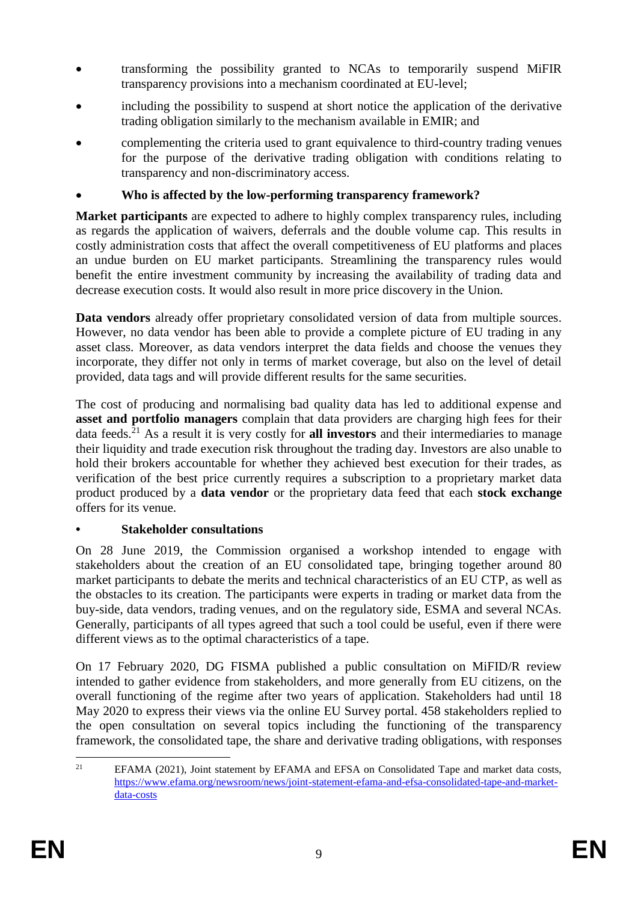- transforming the possibility granted to NCAs to temporarily suspend MiFIR transparency provisions into a mechanism coordinated at EU-level;
- including the possibility to suspend at short notice the application of the derivative trading obligation similarly to the mechanism available in EMIR; and
- complementing the criteria used to grant equivalence to third-country trading venues for the purpose of the derivative trading obligation with conditions relating to transparency and non-discriminatory access.

- **Who is affected by the low-performing transparency framework?**

**Market participants** are expected to adhere to highly complex transparency rules, including as regards the application of waivers, deferrals and the double volume cap. This results in costly administration costs that affect the overall competitiveness of EU platforms and places an undue burden on EU market participants. Streamlining the transparency rules would benefit the entire investment community by increasing the availability of trading data and decrease execution costs. It would also result in more price discovery in the Union.

**Data vendors** already offer proprietary consolidated version of data from multiple sources. However, no data vendor has been able to provide a complete picture of EU trading in any asset class. Moreover, as data vendors interpret the data fields and choose the venues they incorporate, they differ not only in terms of market coverage, but also on the level of detail provided, data tags and will provide different results for the same securities.

The cost of producing and normalising bad quality data has led to additional expense and **asset and portfolio managers** complain that data providers are charging high fees for their data feeds.[21] As a result it is very costly for **all investors** and their intermediaries to manage their liquidity and trade execution risk throughout the trading day. Investors are also unable to hold their brokers accountable for whether they achieved best execution for their trades, as verification of the best price currently requires a subscription to a proprietary market data product produced by a **data vendor** or the proprietary data feed that each **stock exchange** offers for its venue.

- **Stakeholder consultations**

On 28 June 2019, the Commission organised a workshop intended to engage with stakeholders about the creation of an EU consolidated tape, bringing together around 80 market participants to debate the merits and technical characteristics of an EU CTP, as well as the obstacles to its creation. The participants were experts in trading or market data from the buy-side, data vendors, trading venues, and on the regulatory side, ESMA and several NCAs. Generally, participants of all types agreed that such a tool could be useful, even if there were different views as to the optimal characteristics of a tape.

On 17 February 2020, DG FISMA published a public consultation on MiFID/R review intended to gather evidence from stakeholders, and more generally from EU citizens, on the overall functioning of the regime after two years of application. Stakeholders had until 18 May 2020 to express their views via the online EU Survey portal. 458 stakeholders replied to the open consultation on several topics including the functioning of the transparency framework, the consolidated tape, the share and derivative trading obligations, with responses

[21] EFAMA (2021), Joint statement by EFAMA and EFSA on Consolidated Tape and market data costs, https://www.efama.org/newsroom/news/joint-statement-efama-and-efsa-consolidated-tape-and-market-data-costs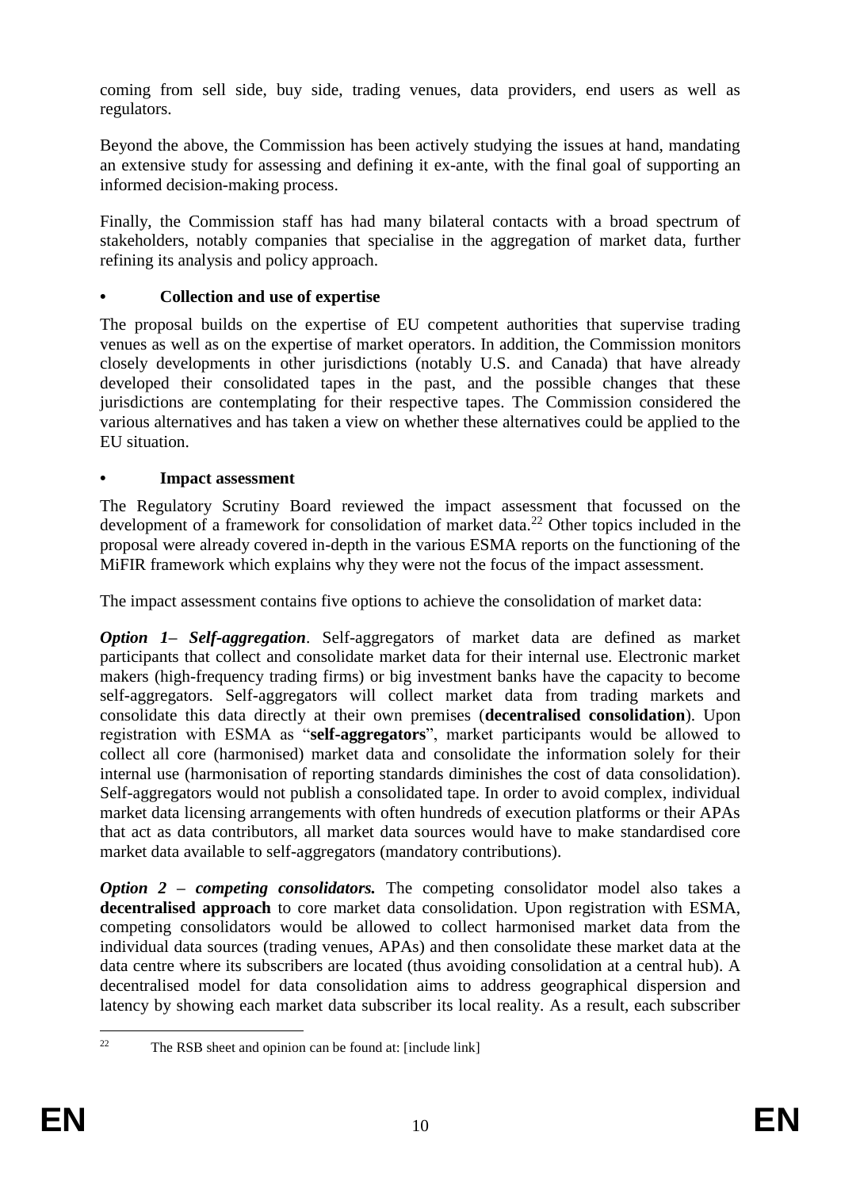coming from sell side, buy side, trading venues, data providers, end users as well as regulators.

Beyond the above, the Commission has been actively studying the issues at hand, mandating an extensive study for assessing and defining it ex-ante, with the final goal of supporting an informed decision-making process.

Finally, the Commission staff has had many bilateral contacts with a broad spectrum of stakeholders, notably companies that specialise in the aggregation of market data, further refining its analysis and policy approach.

- **Collection and use of expertise**

The proposal builds on the expertise of EU competent authorities that supervise trading venues as well as on the expertise of market operators. In addition, the Commission monitors closely developments in other jurisdictions (notably U.S. and Canada) that have already developed their consolidated tapes in the past, and the possible changes that these jurisdictions are contemplating for their respective tapes. The Commission considered the various alternatives and has taken a view on whether these alternatives could be applied to the EU situation.

- **Impact assessment**

The Regulatory Scrutiny Board reviewed the impact assessment that focussed on the development of a framework for consolidation of market data.[22] Other topics included in the proposal were already covered in-depth in the various ESMA reports on the functioning of the MiFIR framework which explains why they were not the focus of the impact assessment.

The impact assessment contains five options to achieve the consolidation of market data:

***Option 1– Self-aggregation***. Self-aggregators of market data are defined as market participants that collect and consolidate market data for their internal use. Electronic market makers (high-frequency trading firms) or big investment banks have the capacity to become self-aggregators. Self-aggregators will collect market data from trading markets and consolidate this data directly at their own premises (**decentralised consolidation**). Upon registration with ESMA as "**self-aggregators**", market participants would be allowed to collect all core (harmonised) market data and consolidate the information solely for their internal use (harmonisation of reporting standards diminishes the cost of data consolidation). Self-aggregators would not publish a consolidated tape. In order to avoid complex, individual market data licensing arrangements with often hundreds of execution platforms or their APAs that act as data contributors, all market data sources would have to make standardised core market data available to self-aggregators (mandatory contributions).

***Option 2 – competing consolidators.*** The competing consolidator model also takes a **decentralised approach** to core market data consolidation. Upon registration with ESMA, competing consolidators would be allowed to collect harmonised market data from the individual data sources (trading venues, APAs) and then consolidate these market data at the data centre where its subscribers are located (thus avoiding consolidation at a central hub). A decentralised model for data consolidation aims to address geographical dispersion and latency by showing each market data subscriber its local reality. As a result, each subscriber

[22] The RSB sheet and opinion can be found at: [include link]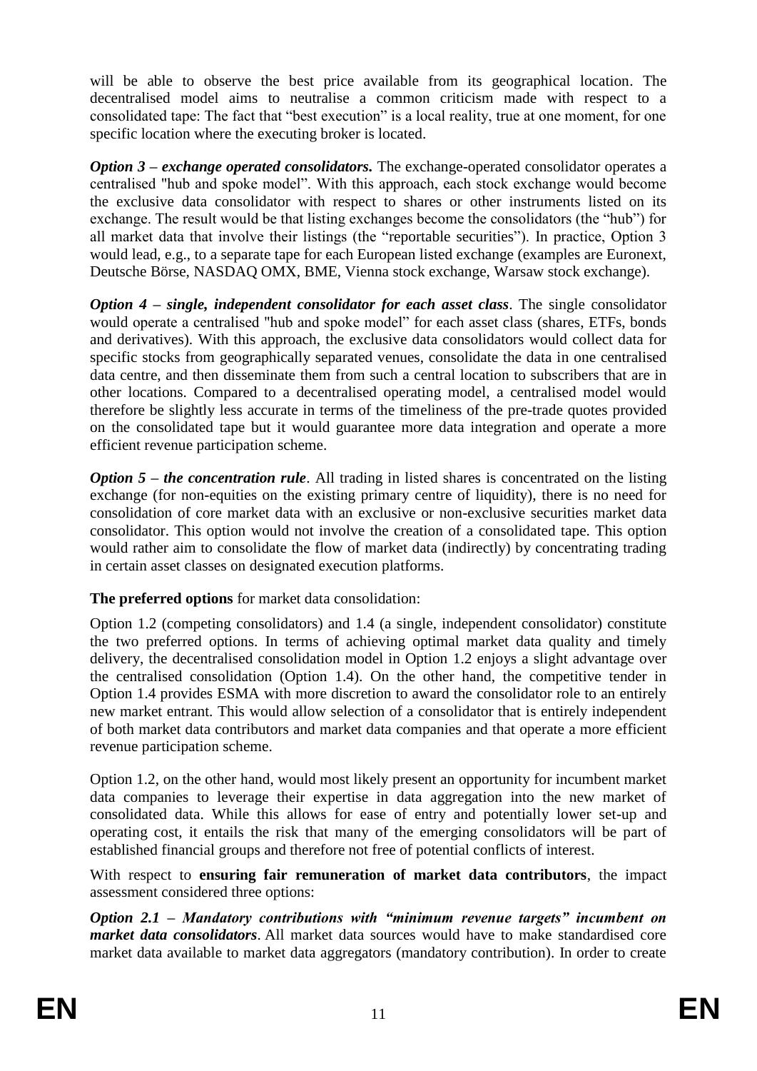will be able to observe the best price available from its geographical location. The decentralised model aims to neutralise a common criticism made with respect to a consolidated tape: The fact that "best execution" is a local reality, true at one moment, for one specific location where the executing broker is located.

***Option 3 – exchange operated consolidators.*** The exchange-operated consolidator operates a centralised "hub and spoke model". With this approach, each stock exchange would become the exclusive data consolidator with respect to shares or other instruments listed on its exchange. The result would be that listing exchanges become the consolidators (the "hub") for all market data that involve their listings (the "reportable securities"). In practice, Option 3 would lead, e.g., to a separate tape for each European listed exchange (examples are Euronext, Deutsche Börse, NASDAQ OMX, BME, Vienna stock exchange, Warsaw stock exchange).

***Option 4 – single, independent consolidator for each asset class***. The single consolidator would operate a centralised "hub and spoke model" for each asset class (shares, ETFs, bonds and derivatives). With this approach, the exclusive data consolidators would collect data for specific stocks from geographically separated venues, consolidate the data in one centralised data centre, and then disseminate them from such a central location to subscribers that are in other locations. Compared to a decentralised operating model, a centralised model would therefore be slightly less accurate in terms of the timeliness of the pre-trade quotes provided on the consolidated tape but it would guarantee more data integration and operate a more efficient revenue participation scheme.

***Option 5 – the concentration rule***. All trading in listed shares is concentrated on the listing exchange (for non-equities on the existing primary centre of liquidity), there is no need for consolidation of core market data with an exclusive or non-exclusive securities market data consolidator. This option would not involve the creation of a consolidated tape. This option would rather aim to consolidate the flow of market data (indirectly) by concentrating trading in certain asset classes on designated execution platforms.

**The preferred options** for market data consolidation:

Option 1.2 (competing consolidators) and 1.4 (a single, independent consolidator) constitute the two preferred options. In terms of achieving optimal market data quality and timely delivery, the decentralised consolidation model in Option 1.2 enjoys a slight advantage over the centralised consolidation (Option 1.4). On the other hand, the competitive tender in Option 1.4 provides ESMA with more discretion to award the consolidator role to an entirely new market entrant. This would allow selection of a consolidator that is entirely independent of both market data contributors and market data companies and that operate a more efficient revenue participation scheme.

Option 1.2, on the other hand, would most likely present an opportunity for incumbent market data companies to leverage their expertise in data aggregation into the new market of consolidated data. While this allows for ease of entry and potentially lower set-up and operating cost, it entails the risk that many of the emerging consolidators will be part of established financial groups and therefore not free of potential conflicts of interest.

With respect to **ensuring fair remuneration of market data contributors**, the impact assessment considered three options:

***Option 2.1 – Mandatory contributions with "minimum revenue targets" incumbent on market data consolidators***. All market data sources would have to make standardised core market data available to market data aggregators (mandatory contribution). In order to create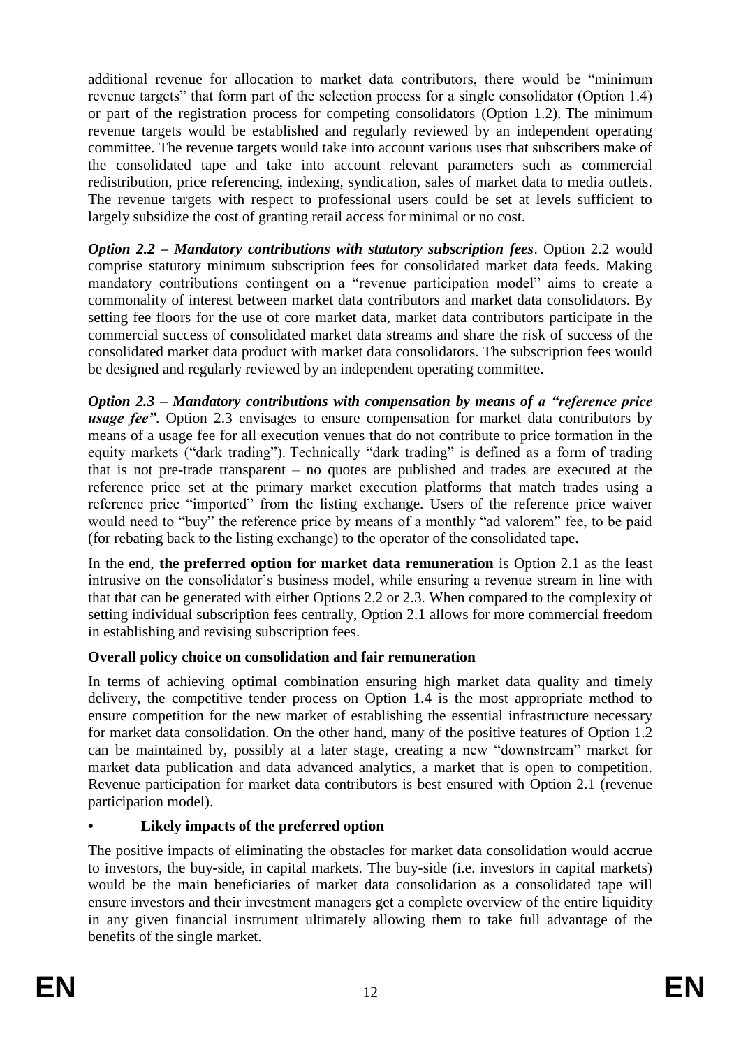additional revenue for allocation to market data contributors, there would be "minimum revenue targets" that form part of the selection process for a single consolidator (Option 1.4) or part of the registration process for competing consolidators (Option 1.2). The minimum revenue targets would be established and regularly reviewed by an independent operating committee. The revenue targets would take into account various uses that subscribers make of the consolidated tape and take into account relevant parameters such as commercial redistribution, price referencing, indexing, syndication, sales of market data to media outlets. The revenue targets with respect to professional users could be set at levels sufficient to largely subsidize the cost of granting retail access for minimal or no cost.

***Option 2.2 – Mandatory contributions with statutory subscription fees***. Option 2.2 would comprise statutory minimum subscription fees for consolidated market data feeds. Making mandatory contributions contingent on a "revenue participation model" aims to create a commonality of interest between market data contributors and market data consolidators. By setting fee floors for the use of core market data, market data contributors participate in the commercial success of consolidated market data streams and share the risk of success of the consolidated market data product with market data consolidators. The subscription fees would be designed and regularly reviewed by an independent operating committee.

***Option 2.3 – Mandatory contributions with compensation by means of a "reference price usage fee"***. Option 2.3 envisages to ensure compensation for market data contributors by means of a usage fee for all execution venues that do not contribute to price formation in the equity markets ("dark trading"). Technically "dark trading" is defined as a form of trading that is not pre-trade transparent – no quotes are published and trades are executed at the reference price set at the primary market execution platforms that match trades using a reference price "imported" from the listing exchange. Users of the reference price waiver would need to "buy" the reference price by means of a monthly "ad valorem" fee, to be paid (for rebating back to the listing exchange) to the operator of the consolidated tape.

In the end, **the preferred option for market data remuneration** is Option 2.1 as the least intrusive on the consolidator's business model, while ensuring a revenue stream in line with that that can be generated with either Options 2.2 or 2.3. When compared to the complexity of setting individual subscription fees centrally, Option 2.1 allows for more commercial freedom in establishing and revising subscription fees.

**Overall policy choice on consolidation and fair remuneration**

In terms of achieving optimal combination ensuring high market data quality and timely delivery, the competitive tender process on Option 1.4 is the most appropriate method to ensure competition for the new market of establishing the essential infrastructure necessary for market data consolidation. On the other hand, many of the positive features of Option 1.2 can be maintained by, possibly at a later stage, creating a new "downstream" market for market data publication and data advanced analytics, a market that is open to competition. Revenue participation for market data contributors is best ensured with Option 2.1 (revenue participation model).

- **Likely impacts of the preferred option**

The positive impacts of eliminating the obstacles for market data consolidation would accrue to investors, the buy-side, in capital markets. The buy-side (i.e. investors in capital markets) would be the main beneficiaries of market data consolidation as a consolidated tape will ensure investors and their investment managers get a complete overview of the entire liquidity in any given financial instrument ultimately allowing them to take full advantage of the benefits of the single market.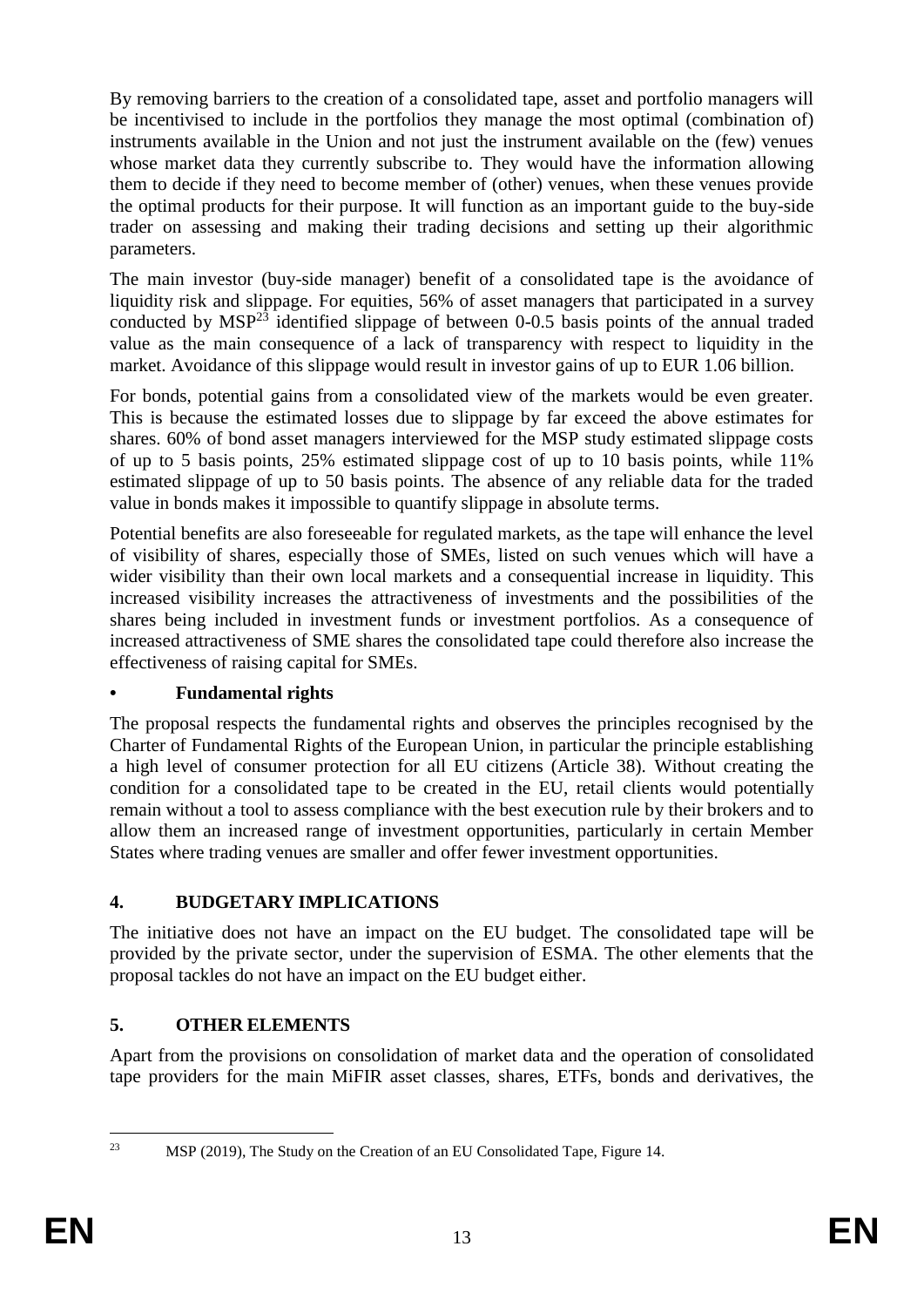By removing barriers to the creation of a consolidated tape, asset and portfolio managers will be incentivised to include in the portfolios they manage the most optimal (combination of) instruments available in the Union and not just the instrument available on the (few) venues whose market data they currently subscribe to. They would have the information allowing them to decide if they need to become member of (other) venues, when these venues provide the optimal products for their purpose. It will function as an important guide to the buy-side trader on assessing and making their trading decisions and setting up their algorithmic parameters.

The main investor (buy-side manager) benefit of a consolidated tape is the avoidance of liquidity risk and slippage. For equities, 56% of asset managers that participated in a survey conducted by MSP[23] identified slippage of between 0-0.5 basis points of the annual traded value as the main consequence of a lack of transparency with respect to liquidity in the market. Avoidance of this slippage would result in investor gains of up to EUR 1.06 billion.

For bonds, potential gains from a consolidated view of the markets would be even greater. This is because the estimated losses due to slippage by far exceed the above estimates for shares. 60% of bond asset managers interviewed for the MSP study estimated slippage costs of up to 5 basis points, 25% estimated slippage cost of up to 10 basis points, while 11% estimated slippage of up to 50 basis points. The absence of any reliable data for the traded value in bonds makes it impossible to quantify slippage in absolute terms.

Potential benefits are also foreseeable for regulated markets, as the tape will enhance the level of visibility of shares, especially those of SMEs, listed on such venues which will have a wider visibility than their own local markets and a consequential increase in liquidity. This increased visibility increases the attractiveness of investments and the possibilities of the shares being included in investment funds or investment portfolios. As a consequence of increased attractiveness of SME shares the consolidated tape could therefore also increase the effectiveness of raising capital for SMEs.

- **Fundamental rights**

The proposal respects the fundamental rights and observes the principles recognised by the Charter of Fundamental Rights of the European Union, in particular the principle establishing a high level of consumer protection for all EU citizens (Article 38). Without creating the condition for a consolidated tape to be created in the EU, retail clients would potentially remain without a tool to assess compliance with the best execution rule by their brokers and to allow them an increased range of investment opportunities, particularly in certain Member States where trading venues are smaller and offer fewer investment opportunities.

## 4. BUDGETARY IMPLICATIONS

The initiative does not have an impact on the EU budget. The consolidated tape will be provided by the private sector, under the supervision of ESMA. The other elements that the proposal tackles do not have an impact on the EU budget either.

## 5. OTHER ELEMENTS

Apart from the provisions on consolidation of market data and the operation of consolidated tape providers for the main MiFIR asset classes, shares, ETFs, bonds and derivatives, the

[23] MSP (2019), The Study on the Creation of an EU Consolidated Tape, Figure 14.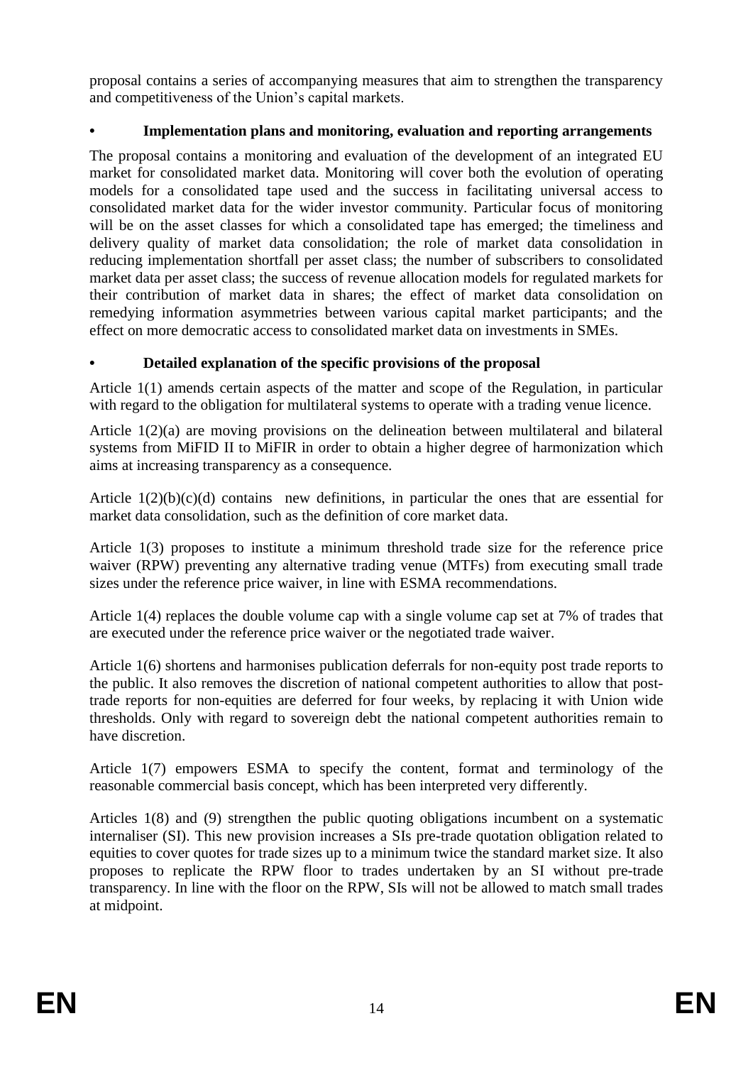proposal contains a series of accompanying measures that aim to strengthen the transparency and competitiveness of the Union's capital markets.

- **Implementation plans and monitoring, evaluation and reporting arrangements**

The proposal contains a monitoring and evaluation of the development of an integrated EU market for consolidated market data. Monitoring will cover both the evolution of operating models for a consolidated tape used and the success in facilitating universal access to consolidated market data for the wider investor community. Particular focus of monitoring will be on the asset classes for which a consolidated tape has emerged; the timeliness and delivery quality of market data consolidation; the role of market data consolidation in reducing implementation shortfall per asset class; the number of subscribers to consolidated market data per asset class; the success of revenue allocation models for regulated markets for their contribution of market data in shares; the effect of market data consolidation on remedying information asymmetries between various capital market participants; and the effect on more democratic access to consolidated market data on investments in SMEs.

- **Detailed explanation of the specific provisions of the proposal**

Article 1(1) amends certain aspects of the matter and scope of the Regulation, in particular with regard to the obligation for multilateral systems to operate with a trading venue licence.

Article 1(2)(a) are moving provisions on the delineation between multilateral and bilateral systems from MiFID II to MiFIR in order to obtain a higher degree of harmonization which aims at increasing transparency as a consequence.

Article 1(2)(b)(c)(d) contains new definitions, in particular the ones that are essential for market data consolidation, such as the definition of core market data.

Article 1(3) proposes to institute a minimum threshold trade size for the reference price waiver (RPW) preventing any alternative trading venue (MTFs) from executing small trade sizes under the reference price waiver, in line with ESMA recommendations.

Article 1(4) replaces the double volume cap with a single volume cap set at 7% of trades that are executed under the reference price waiver or the negotiated trade waiver.

Article 1(6) shortens and harmonises publication deferrals for non-equity post trade reports to the public. It also removes the discretion of national competent authorities to allow that post-trade reports for non-equities are deferred for four weeks, by replacing it with Union wide thresholds. Only with regard to sovereign debt the national competent authorities remain to have discretion.

Article 1(7) empowers ESMA to specify the content, format and terminology of the reasonable commercial basis concept, which has been interpreted very differently.

Articles 1(8) and (9) strengthen the public quoting obligations incumbent on a systematic internaliser (SI). This new provision increases a SIs pre-trade quotation obligation related to equities to cover quotes for trade sizes up to a minimum twice the standard market size. It also proposes to replicate the RPW floor to trades undertaken by an SI without pre-trade transparency. In line with the floor on the RPW, SIs will not be allowed to match small trades at midpoint.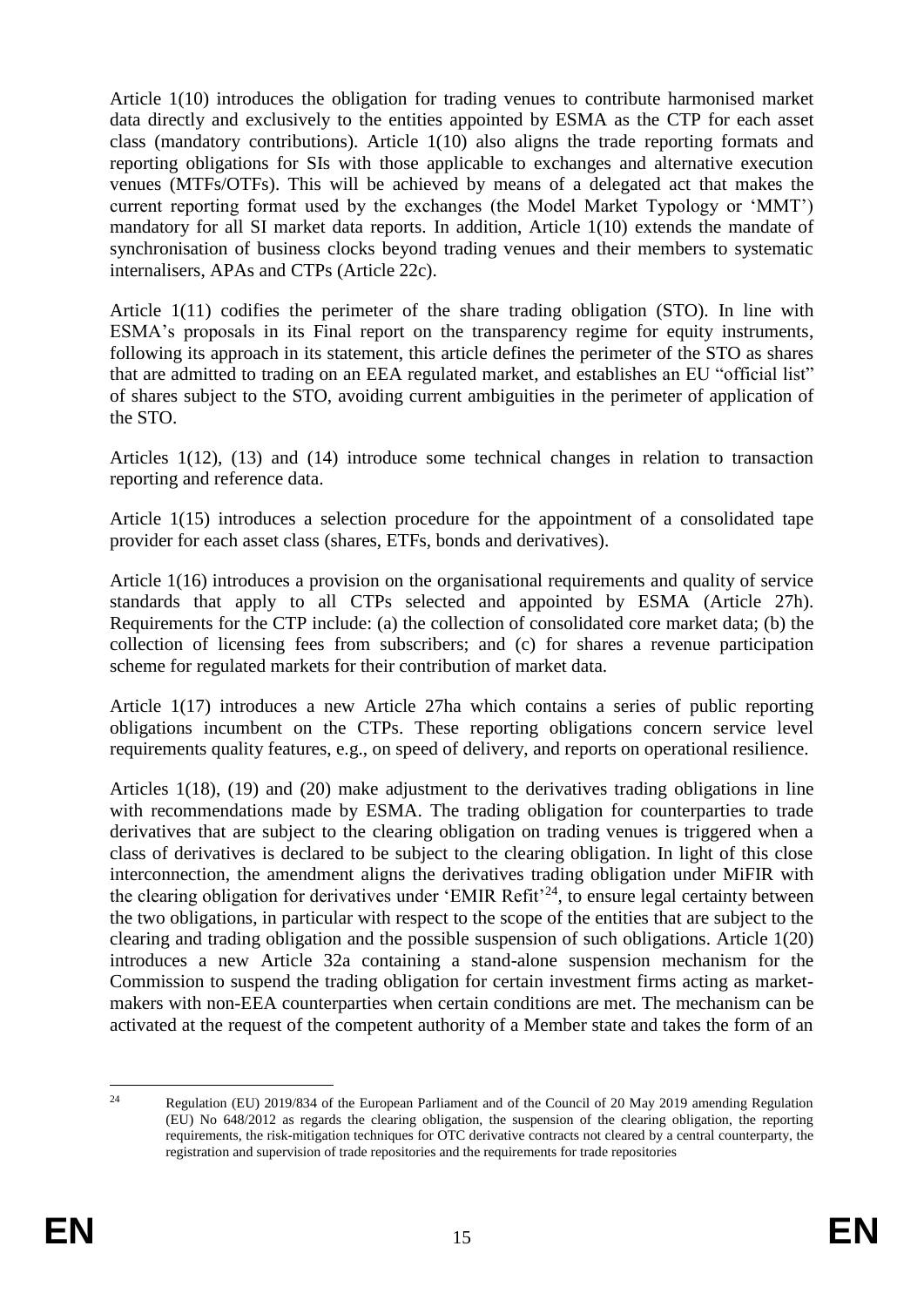Article 1(10) introduces the obligation for trading venues to contribute harmonised market data directly and exclusively to the entities appointed by ESMA as the CTP for each asset class (mandatory contributions). Article 1(10) also aligns the trade reporting formats and reporting obligations for SIs with those applicable to exchanges and alternative execution venues (MTFs/OTFs). This will be achieved by means of a delegated act that makes the current reporting format used by the exchanges (the Model Market Typology or 'MMT') mandatory for all SI market data reports. In addition, Article 1(10) extends the mandate of synchronisation of business clocks beyond trading venues and their members to systematic internalisers, APAs and CTPs (Article 22c).

Article 1(11) codifies the perimeter of the share trading obligation (STO). In line with ESMA's proposals in its Final report on the transparency regime for equity instruments, following its approach in its statement, this article defines the perimeter of the STO as shares that are admitted to trading on an EEA regulated market, and establishes an EU "official list" of shares subject to the STO, avoiding current ambiguities in the perimeter of application of the STO.

Articles 1(12), (13) and (14) introduce some technical changes in relation to transaction reporting and reference data.

Article 1(15) introduces a selection procedure for the appointment of a consolidated tape provider for each asset class (shares, ETFs, bonds and derivatives).

Article 1(16) introduces a provision on the organisational requirements and quality of service standards that apply to all CTPs selected and appointed by ESMA (Article 27h). Requirements for the CTP include: (a) the collection of consolidated core market data; (b) the collection of licensing fees from subscribers; and (c) for shares a revenue participation scheme for regulated markets for their contribution of market data.

Article 1(17) introduces a new Article 27ha which contains a series of public reporting obligations incumbent on the CTPs. These reporting obligations concern service level requirements quality features, e.g., on speed of delivery, and reports on operational resilience.

Articles 1(18), (19) and (20) make adjustment to the derivatives trading obligations in line with recommendations made by ESMA. The trading obligation for counterparties to trade derivatives that are subject to the clearing obligation on trading venues is triggered when a class of derivatives is declared to be subject to the clearing obligation. In light of this close interconnection, the amendment aligns the derivatives trading obligation under MiFIR with the clearing obligation for derivatives under 'EMIR Refit'[24], to ensure legal certainty between the two obligations, in particular with respect to the scope of the entities that are subject to the clearing and trading obligation and the possible suspension of such obligations. Article 1(20) introduces a new Article 32a containing a stand-alone suspension mechanism for the Commission to suspend the trading obligation for certain investment firms acting as market-makers with non-EEA counterparties when certain conditions are met. The mechanism can be activated at the request of the competent authority of a Member state and takes the form of an

---

[24] Regulation (EU) 2019/834 of the European Parliament and of the Council of 20 May 2019 amending Regulation (EU) No 648/2012 as regards the clearing obligation, the suspension of the clearing obligation, the reporting requirements, the risk-mitigation techniques for OTC derivative contracts not cleared by a central counterparty, the registration and supervision of trade repositories and the requirements for trade repositories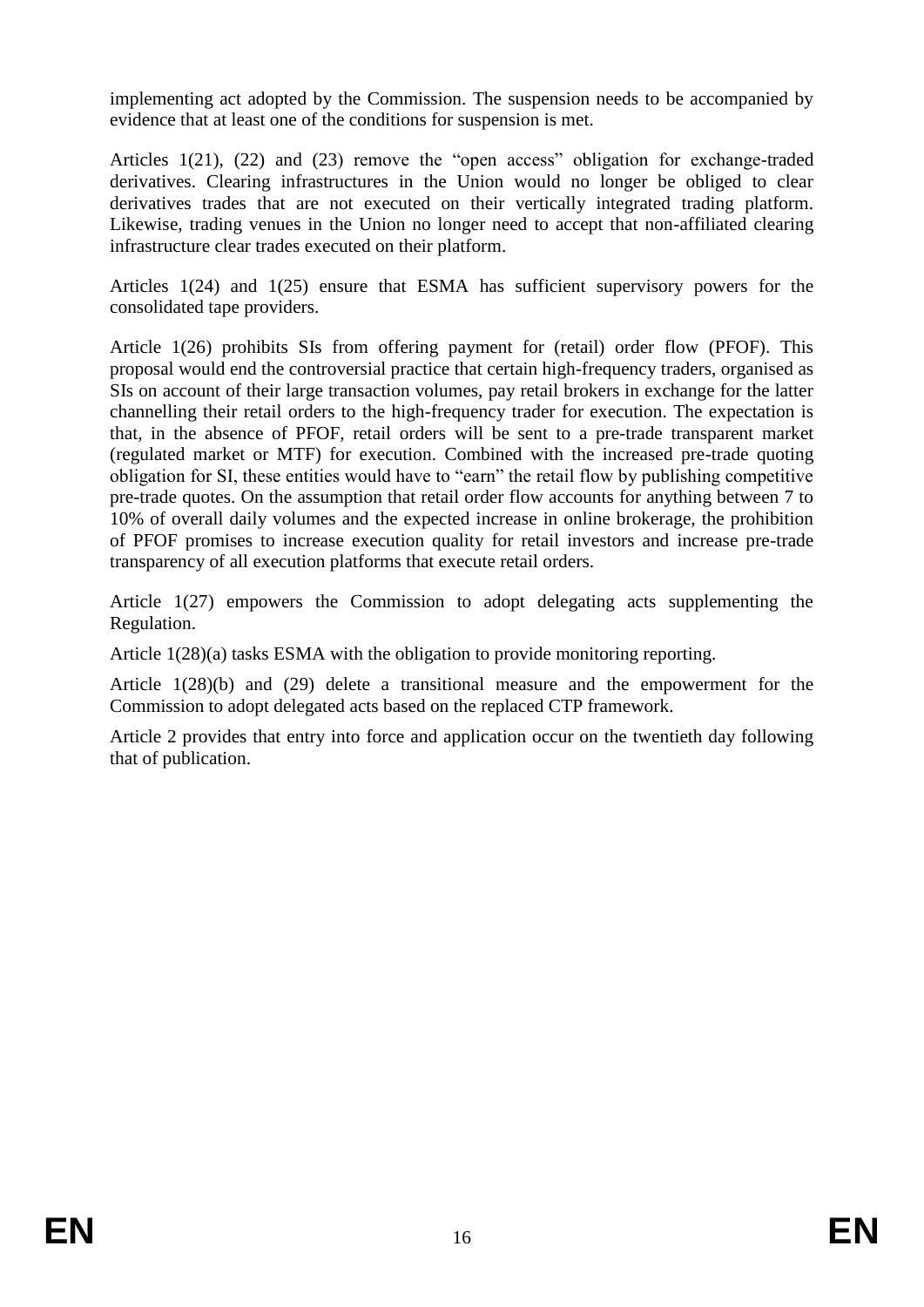implementing act adopted by the Commission. The suspension needs to be accompanied by evidence that at least one of the conditions for suspension is met.

Articles 1(21), (22) and (23) remove the "open access" obligation for exchange-traded derivatives. Clearing infrastructures in the Union would no longer be obliged to clear derivatives trades that are not executed on their vertically integrated trading platform. Likewise, trading venues in the Union no longer need to accept that non-affiliated clearing infrastructure clear trades executed on their platform.

Articles 1(24) and 1(25) ensure that ESMA has sufficient supervisory powers for the consolidated tape providers.

Article 1(26) prohibits SIs from offering payment for (retail) order flow (PFOF). This proposal would end the controversial practice that certain high-frequency traders, organised as SIs on account of their large transaction volumes, pay retail brokers in exchange for the latter channelling their retail orders to the high-frequency trader for execution. The expectation is that, in the absence of PFOF, retail orders will be sent to a pre-trade transparent market (regulated market or MTF) for execution. Combined with the increased pre-trade quoting obligation for SI, these entities would have to "earn" the retail flow by publishing competitive pre-trade quotes. On the assumption that retail order flow accounts for anything between 7 to 10% of overall daily volumes and the expected increase in online brokerage, the prohibition of PFOF promises to increase execution quality for retail investors and increase pre-trade transparency of all execution platforms that execute retail orders.

Article 1(27) empowers the Commission to adopt delegating acts supplementing the Regulation.

Article 1(28)(a) tasks ESMA with the obligation to provide monitoring reporting.

Article 1(28)(b) and (29) delete a transitional measure and the empowerment for the Commission to adopt delegated acts based on the replaced CTP framework.

Article 2 provides that entry into force and application occur on the twentieth day following that of publication.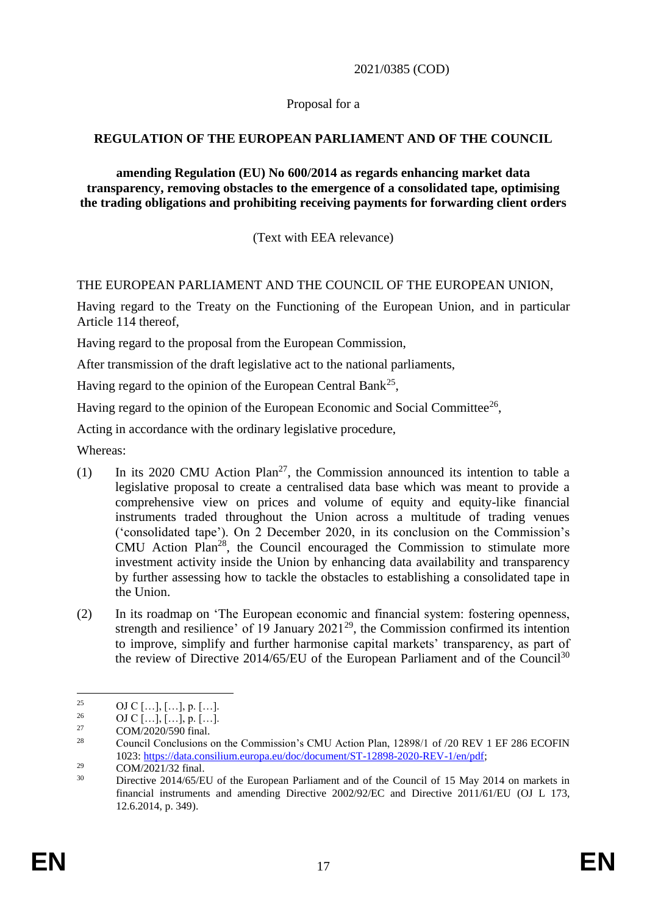2021/0385 (COD)

Proposal for a

**REGULATION OF THE EUROPEAN PARLIAMENT AND OF THE COUNCIL**

**amending Regulation (EU) No 600/2014 as regards enhancing market data transparency, removing obstacles to the emergence of a consolidated tape, optimising the trading obligations and prohibiting receiving payments for forwarding client orders**

(Text with EEA relevance)

THE EUROPEAN PARLIAMENT AND THE COUNCIL OF THE EUROPEAN UNION,

Having regard to the Treaty on the Functioning of the European Union, and in particular Article 114 thereof,

Having regard to the proposal from the European Commission,

After transmission of the draft legislative act to the national parliaments,

Having regard to the opinion of the European Central Bank[25],

Having regard to the opinion of the European Economic and Social Committee[26],

Acting in accordance with the ordinary legislative procedure,

Whereas:

(1) In its 2020 CMU Action Plan[27], the Commission announced its intention to table a legislative proposal to create a centralised data base which was meant to provide a comprehensive view on prices and volume of equity and equity-like financial instruments traded throughout the Union across a multitude of trading venues ('consolidated tape'). On 2 December 2020, in its conclusion on the Commission's CMU Action Plan[28], the Council encouraged the Commission to stimulate more investment activity inside the Union by enhancing data availability and transparency by further assessing how to tackle the obstacles to establishing a consolidated tape in the Union.

(2) In its roadmap on 'The European economic and financial system: fostering openness, strength and resilience' of 19 January 2021[29], the Commission confirmed its intention to improve, simplify and further harmonise capital markets' transparency, as part of the review of Directive 2014/65/EU of the European Parliament and of the Council[30]

---

[25] OJ C […], […], p. […].

[26] OJ C […], […], p. […].

[27] COM/2020/590 final.

[28] Council Conclusions on the Commission's CMU Action Plan, 12898/1 of /20 REV 1 EF 286 ECOFIN 1023: https://data.consilium.europa.eu/doc/document/ST-12898-2020-REV-1/en/pdf;

[29] COM/2021/32 final.

[30] Directive 2014/65/EU of the European Parliament and of the Council of 15 May 2014 on markets in financial instruments and amending Directive 2002/92/EC and Directive 2011/61/EU (OJ L 173, 12.6.2014, p. 349).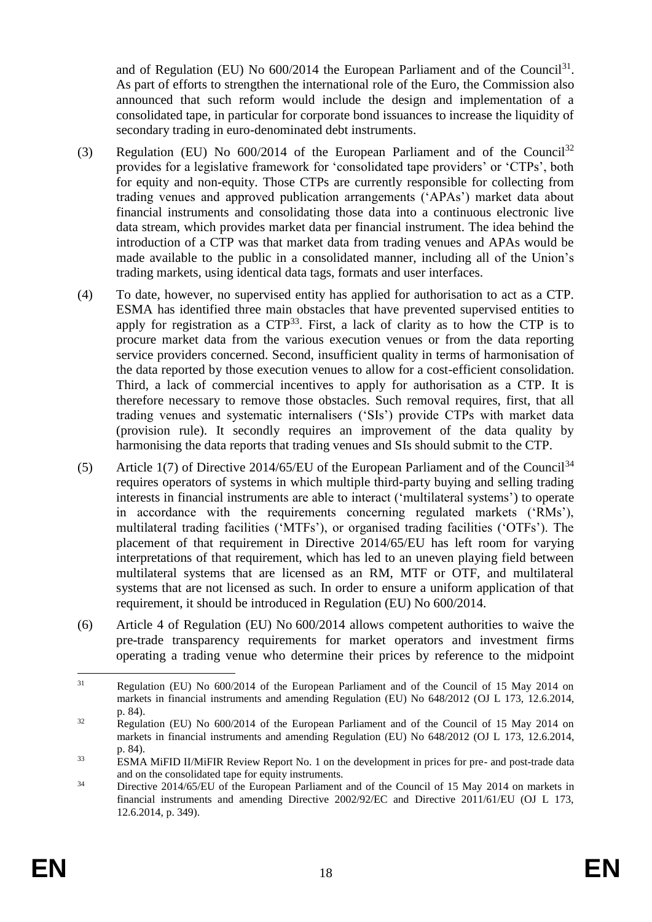and of Regulation (EU) No 600/2014 the European Parliament and of the Council[31]. As part of efforts to strengthen the international role of the Euro, the Commission also announced that such reform would include the design and implementation of a consolidated tape, in particular for corporate bond issuances to increase the liquidity of secondary trading in euro-denominated debt instruments.

(3) Regulation (EU) No 600/2014 of the European Parliament and of the Council[32] provides for a legislative framework for 'consolidated tape providers' or 'CTPs', both for equity and non-equity. Those CTPs are currently responsible for collecting from trading venues and approved publication arrangements ('APAs') market data about financial instruments and consolidating those data into a continuous electronic live data stream, which provides market data per financial instrument. The idea behind the introduction of a CTP was that market data from trading venues and APAs would be made available to the public in a consolidated manner, including all of the Union's trading markets, using identical data tags, formats and user interfaces.

(4) To date, however, no supervised entity has applied for authorisation to act as a CTP. ESMA has identified three main obstacles that have prevented supervised entities to apply for registration as a CTP[33]. First, a lack of clarity as to how the CTP is to procure market data from the various execution venues or from the data reporting service providers concerned. Second, insufficient quality in terms of harmonisation of the data reported by those execution venues to allow for a cost-efficient consolidation. Third, a lack of commercial incentives to apply for authorisation as a CTP. It is therefore necessary to remove those obstacles. Such removal requires, first, that all trading venues and systematic internalisers ('SIs') provide CTPs with market data (provision rule). It secondly requires an improvement of the data quality by harmonising the data reports that trading venues and SIs should submit to the CTP.

(5) Article 1(7) of Directive 2014/65/EU of the European Parliament and of the Council[34] requires operators of systems in which multiple third-party buying and selling trading interests in financial instruments are able to interact ('multilateral systems') to operate in accordance with the requirements concerning regulated markets ('RMs'), multilateral trading facilities ('MTFs'), or organised trading facilities ('OTFs'). The placement of that requirement in Directive 2014/65/EU has left room for varying interpretations of that requirement, which has led to an uneven playing field between multilateral systems that are licensed as an RM, MTF or OTF, and multilateral systems that are not licensed as such. In order to ensure a uniform application of that requirement, it should be introduced in Regulation (EU) No 600/2014.

(6) Article 4 of Regulation (EU) No 600/2014 allows competent authorities to waive the pre-trade transparency requirements for market operators and investment firms operating a trading venue who determine their prices by reference to the midpoint

---

[31] Regulation (EU) No 600/2014 of the European Parliament and of the Council of 15 May 2014 on markets in financial instruments and amending Regulation (EU) No 648/2012 (OJ L 173, 12.6.2014, p. 84).

[32] Regulation (EU) No 600/2014 of the European Parliament and of the Council of 15 May 2014 on markets in financial instruments and amending Regulation (EU) No 648/2012 (OJ L 173, 12.6.2014, p. 84).

[33] ESMA MiFID II/MiFIR Review Report No. 1 on the development in prices for pre- and post-trade data and on the consolidated tape for equity instruments.

[34] Directive 2014/65/EU of the European Parliament and of the Council of 15 May 2014 on markets in financial instruments and amending Directive 2002/92/EC and Directive 2011/61/EU (OJ L 173, 12.6.2014, p. 349).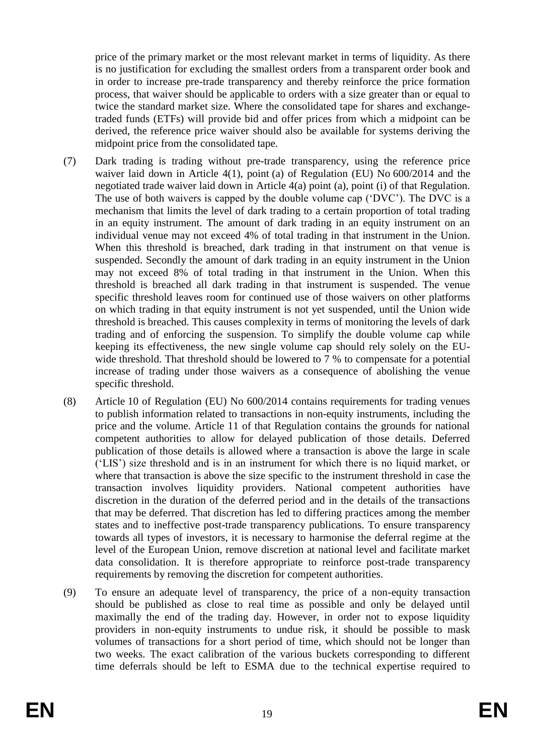price of the primary market or the most relevant market in terms of liquidity. As there is no justification for excluding the smallest orders from a transparent order book and in order to increase pre-trade transparency and thereby reinforce the price formation process, that waiver should be applicable to orders with a size greater than or equal to twice the standard market size. Where the consolidated tape for shares and exchange-traded funds (ETFs) will provide bid and offer prices from which a midpoint can be derived, the reference price waiver should also be available for systems deriving the midpoint price from the consolidated tape.

(7) Dark trading is trading without pre-trade transparency, using the reference price waiver laid down in Article 4(1), point (a) of Regulation (EU) No 600/2014 and the negotiated trade waiver laid down in Article 4(a) point (a), point (i) of that Regulation. The use of both waivers is capped by the double volume cap ('DVC'). The DVC is a mechanism that limits the level of dark trading to a certain proportion of total trading in an equity instrument. The amount of dark trading in an equity instrument on an individual venue may not exceed 4% of total trading in that instrument in the Union. When this threshold is breached, dark trading in that instrument on that venue is suspended. Secondly the amount of dark trading in an equity instrument in the Union may not exceed 8% of total trading in that instrument in the Union. When this threshold is breached all dark trading in that instrument is suspended. The venue specific threshold leaves room for continued use of those waivers on other platforms on which trading in that equity instrument is not yet suspended, until the Union wide threshold is breached. This causes complexity in terms of monitoring the levels of dark trading and of enforcing the suspension. To simplify the double volume cap while keeping its effectiveness, the new single volume cap should rely solely on the EU-wide threshold. That threshold should be lowered to 7 % to compensate for a potential increase of trading under those waivers as a consequence of abolishing the venue specific threshold.

(8) Article 10 of Regulation (EU) No 600/2014 contains requirements for trading venues to publish information related to transactions in non-equity instruments, including the price and the volume. Article 11 of that Regulation contains the grounds for national competent authorities to allow for delayed publication of those details. Deferred publication of those details is allowed where a transaction is above the large in scale ('LIS') size threshold and is in an instrument for which there is no liquid market, or where that transaction is above the size specific to the instrument threshold in case the transaction involves liquidity providers. National competent authorities have discretion in the duration of the deferred period and in the details of the transactions that may be deferred. That discretion has led to differing practices among the member states and to ineffective post-trade transparency publications. To ensure transparency towards all types of investors, it is necessary to harmonise the deferral regime at the level of the European Union, remove discretion at national level and facilitate market data consolidation. It is therefore appropriate to reinforce post-trade transparency requirements by removing the discretion for competent authorities.

(9) To ensure an adequate level of transparency, the price of a non-equity transaction should be published as close to real time as possible and only be delayed until maximally the end of the trading day. However, in order not to expose liquidity providers in non-equity instruments to undue risk, it should be possible to mask volumes of transactions for a short period of time, which should not be longer than two weeks. The exact calibration of the various buckets corresponding to different time deferrals should be left to ESMA due to the technical expertise required to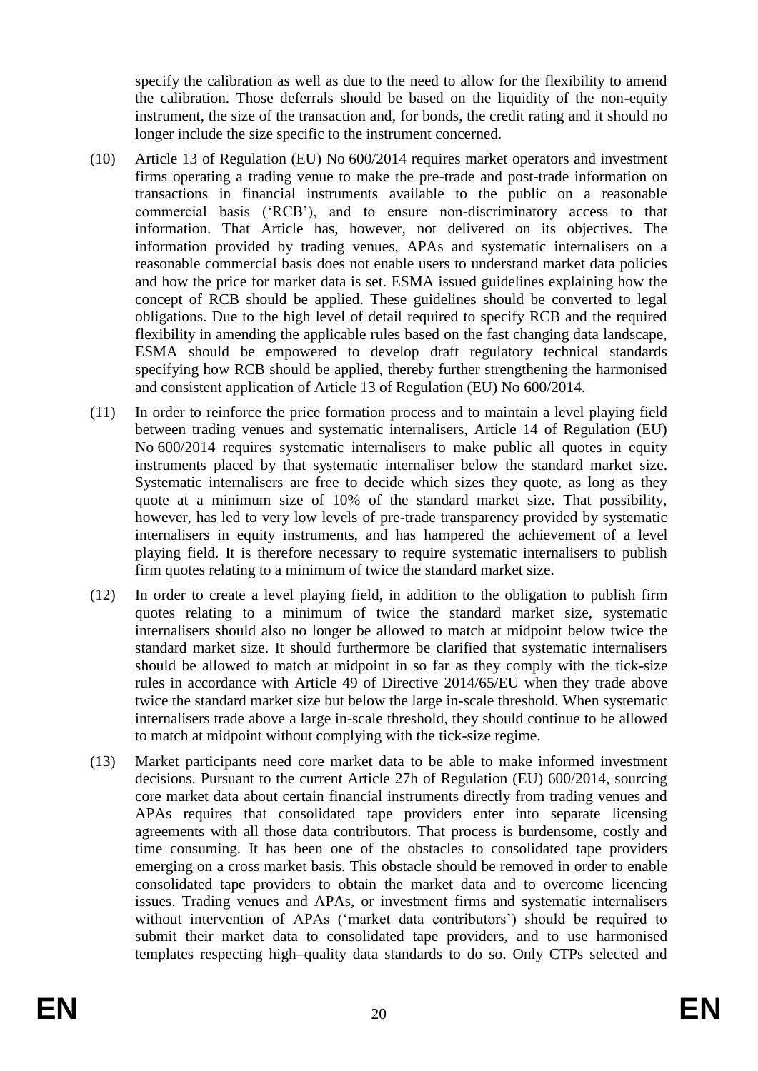specify the calibration as well as due to the need to allow for the flexibility to amend the calibration. Those deferrals should be based on the liquidity of the non-equity instrument, the size of the transaction and, for bonds, the credit rating and it should no longer include the size specific to the instrument concerned.

(10) Article 13 of Regulation (EU) No 600/2014 requires market operators and investment firms operating a trading venue to make the pre-trade and post-trade information on transactions in financial instruments available to the public on a reasonable commercial basis ('RCB'), and to ensure non-discriminatory access to that information. That Article has, however, not delivered on its objectives. The information provided by trading venues, APAs and systematic internalisers on a reasonable commercial basis does not enable users to understand market data policies and how the price for market data is set. ESMA issued guidelines explaining how the concept of RCB should be applied. These guidelines should be converted to legal obligations. Due to the high level of detail required to specify RCB and the required flexibility in amending the applicable rules based on the fast changing data landscape, ESMA should be empowered to develop draft regulatory technical standards specifying how RCB should be applied, thereby further strengthening the harmonised and consistent application of Article 13 of Regulation (EU) No 600/2014.

(11) In order to reinforce the price formation process and to maintain a level playing field between trading venues and systematic internalisers, Article 14 of Regulation (EU) No 600/2014 requires systematic internalisers to make public all quotes in equity instruments placed by that systematic internaliser below the standard market size. Systematic internalisers are free to decide which sizes they quote, as long as they quote at a minimum size of 10% of the standard market size. That possibility, however, has led to very low levels of pre-trade transparency provided by systematic internalisers in equity instruments, and has hampered the achievement of a level playing field. It is therefore necessary to require systematic internalisers to publish firm quotes relating to a minimum of twice the standard market size.

(12) In order to create a level playing field, in addition to the obligation to publish firm quotes relating to a minimum of twice the standard market size, systematic internalisers should also no longer be allowed to match at midpoint below twice the standard market size. It should furthermore be clarified that systematic internalisers should be allowed to match at midpoint in so far as they comply with the tick-size rules in accordance with Article 49 of Directive 2014/65/EU when they trade above twice the standard market size but below the large in-scale threshold. When systematic internalisers trade above a large in-scale threshold, they should continue to be allowed to match at midpoint without complying with the tick-size regime.

(13) Market participants need core market data to be able to make informed investment decisions. Pursuant to the current Article 27h of Regulation (EU) 600/2014, sourcing core market data about certain financial instruments directly from trading venues and APAs requires that consolidated tape providers enter into separate licensing agreements with all those data contributors. That process is burdensome, costly and time consuming. It has been one of the obstacles to consolidated tape providers emerging on a cross market basis. This obstacle should be removed in order to enable consolidated tape providers to obtain the market data and to overcome licencing issues. Trading venues and APAs, or investment firms and systematic internalisers without intervention of APAs ('market data contributors') should be required to submit their market data to consolidated tape providers, and to use harmonised templates respecting high–quality data standards to do so. Only CTPs selected and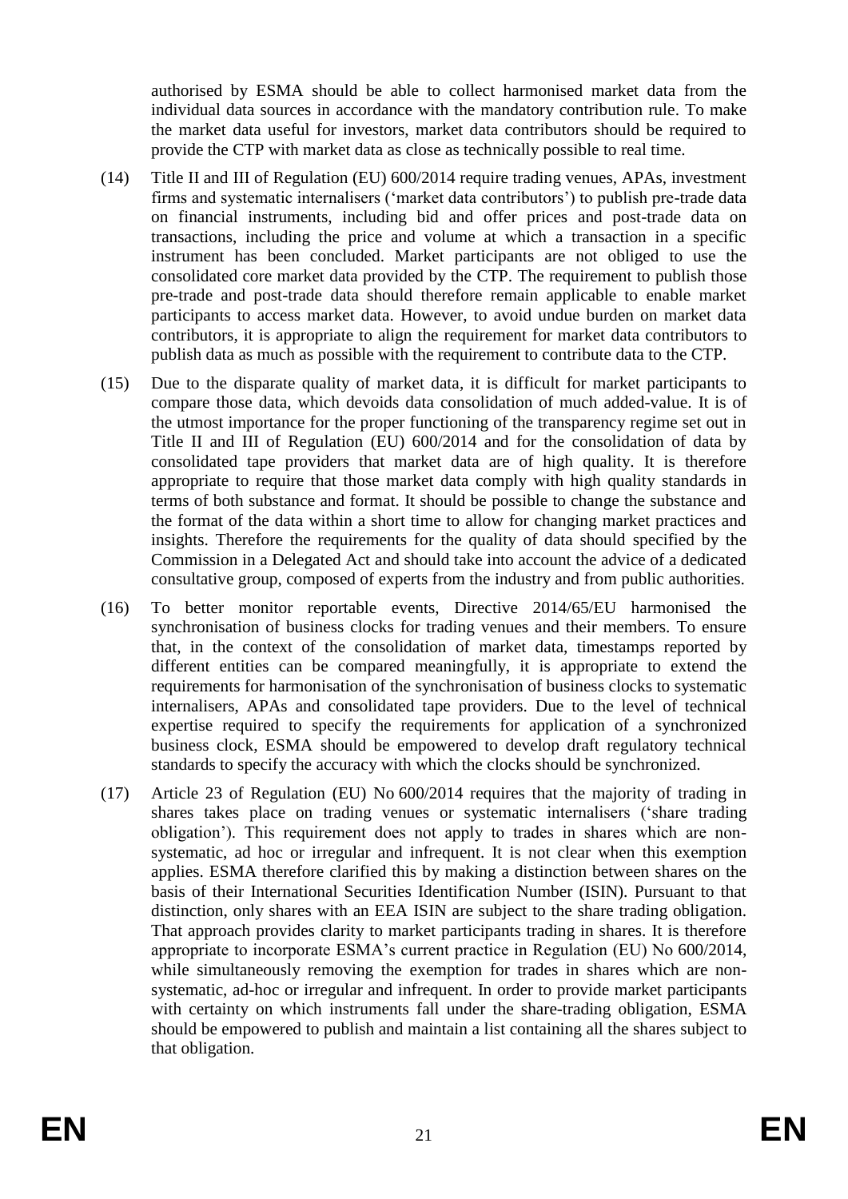authorised by ESMA should be able to collect harmonised market data from the individual data sources in accordance with the mandatory contribution rule. To make the market data useful for investors, market data contributors should be required to provide the CTP with market data as close as technically possible to real time.

(14) Title II and III of Regulation (EU) 600/2014 require trading venues, APAs, investment firms and systematic internalisers ('market data contributors') to publish pre-trade data on financial instruments, including bid and offer prices and post-trade data on transactions, including the price and volume at which a transaction in a specific instrument has been concluded. Market participants are not obliged to use the consolidated core market data provided by the CTP. The requirement to publish those pre-trade and post-trade data should therefore remain applicable to enable market participants to access market data. However, to avoid undue burden on market data contributors, it is appropriate to align the requirement for market data contributors to publish data as much as possible with the requirement to contribute data to the CTP.

(15) Due to the disparate quality of market data, it is difficult for market participants to compare those data, which devoids data consolidation of much added-value. It is of the utmost importance for the proper functioning of the transparency regime set out in Title II and III of Regulation (EU) 600/2014 and for the consolidation of data by consolidated tape providers that market data are of high quality. It is therefore appropriate to require that those market data comply with high quality standards in terms of both substance and format. It should be possible to change the substance and the format of the data within a short time to allow for changing market practices and insights. Therefore the requirements for the quality of data should specified by the Commission in a Delegated Act and should take into account the advice of a dedicated consultative group, composed of experts from the industry and from public authorities.

(16) To better monitor reportable events, Directive 2014/65/EU harmonised the synchronisation of business clocks for trading venues and their members. To ensure that, in the context of the consolidation of market data, timestamps reported by different entities can be compared meaningfully, it is appropriate to extend the requirements for harmonisation of the synchronisation of business clocks to systematic internalisers, APAs and consolidated tape providers. Due to the level of technical expertise required to specify the requirements for application of a synchronized business clock, ESMA should be empowered to develop draft regulatory technical standards to specify the accuracy with which the clocks should be synchronized.

(17) Article 23 of Regulation (EU) No 600/2014 requires that the majority of trading in shares takes place on trading venues or systematic internalisers ('share trading obligation'). This requirement does not apply to trades in shares which are non-systematic, ad hoc or irregular and infrequent. It is not clear when this exemption applies. ESMA therefore clarified this by making a distinction between shares on the basis of their International Securities Identification Number (ISIN). Pursuant to that distinction, only shares with an EEA ISIN are subject to the share trading obligation. That approach provides clarity to market participants trading in shares. It is therefore appropriate to incorporate ESMA's current practice in Regulation (EU) No 600/2014, while simultaneously removing the exemption for trades in shares which are non-systematic, ad-hoc or irregular and infrequent. In order to provide market participants with certainty on which instruments fall under the share-trading obligation, ESMA should be empowered to publish and maintain a list containing all the shares subject to that obligation.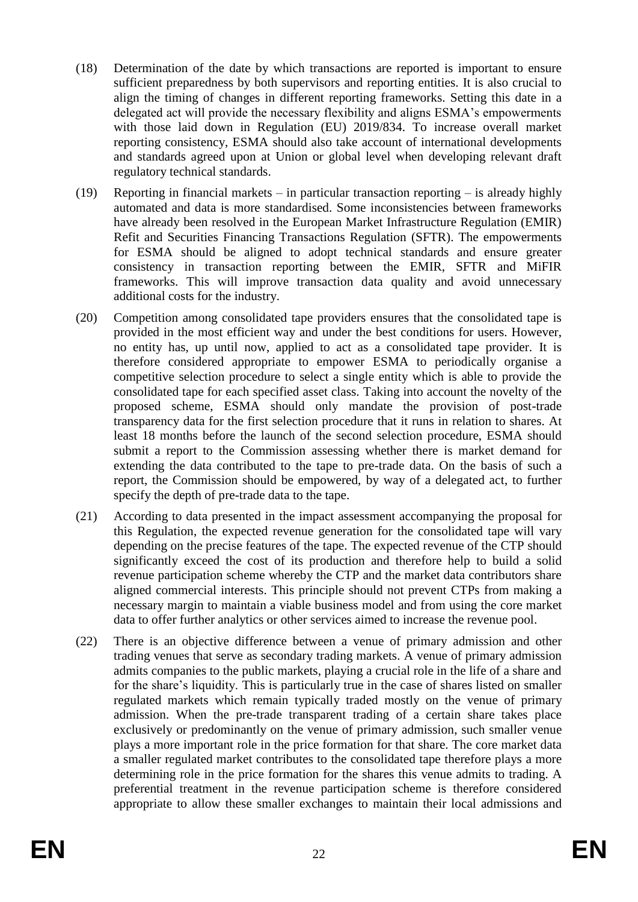(18) Determination of the date by which transactions are reported is important to ensure sufficient preparedness by both supervisors and reporting entities. It is also crucial to align the timing of changes in different reporting frameworks. Setting this date in a delegated act will provide the necessary flexibility and aligns ESMA's empowerments with those laid down in Regulation (EU) 2019/834. To increase overall market reporting consistency, ESMA should also take account of international developments and standards agreed upon at Union or global level when developing relevant draft regulatory technical standards.

(19) Reporting in financial markets – in particular transaction reporting – is already highly automated and data is more standardised. Some inconsistencies between frameworks have already been resolved in the European Market Infrastructure Regulation (EMIR) Refit and Securities Financing Transactions Regulation (SFTR). The empowerments for ESMA should be aligned to adopt technical standards and ensure greater consistency in transaction reporting between the EMIR, SFTR and MiFIR frameworks. This will improve transaction data quality and avoid unnecessary additional costs for the industry.

(20) Competition among consolidated tape providers ensures that the consolidated tape is provided in the most efficient way and under the best conditions for users. However, no entity has, up until now, applied to act as a consolidated tape provider. It is therefore considered appropriate to empower ESMA to periodically organise a competitive selection procedure to select a single entity which is able to provide the consolidated tape for each specified asset class. Taking into account the novelty of the proposed scheme, ESMA should only mandate the provision of post-trade transparency data for the first selection procedure that it runs in relation to shares. At least 18 months before the launch of the second selection procedure, ESMA should submit a report to the Commission assessing whether there is market demand for extending the data contributed to the tape to pre-trade data. On the basis of such a report, the Commission should be empowered, by way of a delegated act, to further specify the depth of pre-trade data to the tape.

(21) According to data presented in the impact assessment accompanying the proposal for this Regulation, the expected revenue generation for the consolidated tape will vary depending on the precise features of the tape. The expected revenue of the CTP should significantly exceed the cost of its production and therefore help to build a solid revenue participation scheme whereby the CTP and the market data contributors share aligned commercial interests. This principle should not prevent CTPs from making a necessary margin to maintain a viable business model and from using the core market data to offer further analytics or other services aimed to increase the revenue pool.

(22) There is an objective difference between a venue of primary admission and other trading venues that serve as secondary trading markets. A venue of primary admission admits companies to the public markets, playing a crucial role in the life of a share and for the share's liquidity. This is particularly true in the case of shares listed on smaller regulated markets which remain typically traded mostly on the venue of primary admission. When the pre-trade transparent trading of a certain share takes place exclusively or predominantly on the venue of primary admission, such smaller venue plays a more important role in the price formation for that share. The core market data a smaller regulated market contributes to the consolidated tape therefore plays a more determining role in the price formation for the shares this venue admits to trading. A preferential treatment in the revenue participation scheme is therefore considered appropriate to allow these smaller exchanges to maintain their local admissions and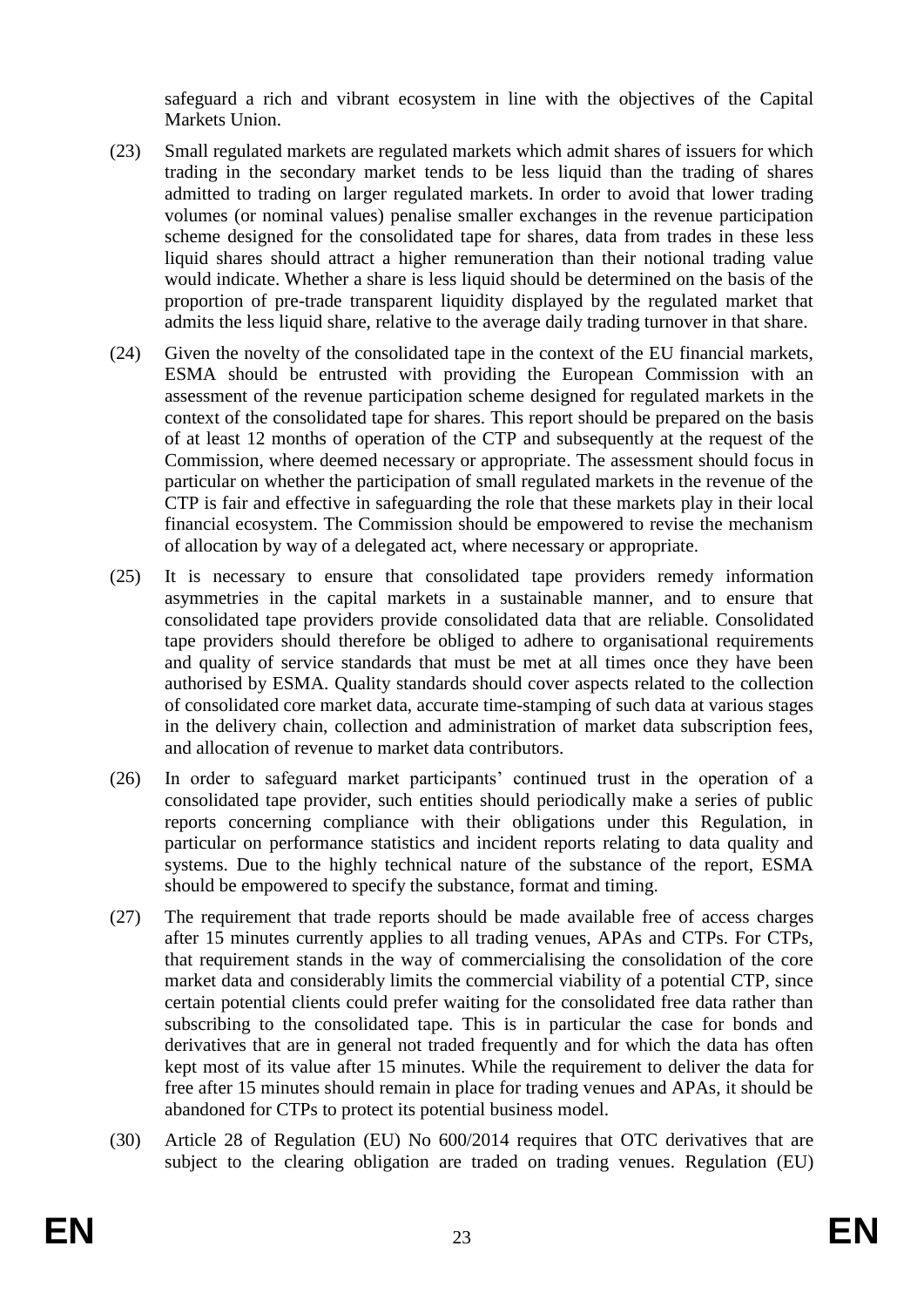safeguard a rich and vibrant ecosystem in line with the objectives of the Capital Markets Union.

(23) Small regulated markets are regulated markets which admit shares of issuers for which trading in the secondary market tends to be less liquid than the trading of shares admitted to trading on larger regulated markets. In order to avoid that lower trading volumes (or nominal values) penalise smaller exchanges in the revenue participation scheme designed for the consolidated tape for shares, data from trades in these less liquid shares should attract a higher remuneration than their notional trading value would indicate. Whether a share is less liquid should be determined on the basis of the proportion of pre-trade transparent liquidity displayed by the regulated market that admits the less liquid share, relative to the average daily trading turnover in that share.

(24) Given the novelty of the consolidated tape in the context of the EU financial markets, ESMA should be entrusted with providing the European Commission with an assessment of the revenue participation scheme designed for regulated markets in the context of the consolidated tape for shares. This report should be prepared on the basis of at least 12 months of operation of the CTP and subsequently at the request of the Commission, where deemed necessary or appropriate. The assessment should focus in particular on whether the participation of small regulated markets in the revenue of the CTP is fair and effective in safeguarding the role that these markets play in their local financial ecosystem. The Commission should be empowered to revise the mechanism of allocation by way of a delegated act, where necessary or appropriate.

(25) It is necessary to ensure that consolidated tape providers remedy information asymmetries in the capital markets in a sustainable manner, and to ensure that consolidated tape providers provide consolidated data that are reliable. Consolidated tape providers should therefore be obliged to adhere to organisational requirements and quality of service standards that must be met at all times once they have been authorised by ESMA. Quality standards should cover aspects related to the collection of consolidated core market data, accurate time-stamping of such data at various stages in the delivery chain, collection and administration of market data subscription fees, and allocation of revenue to market data contributors.

(26) In order to safeguard market participants' continued trust in the operation of a consolidated tape provider, such entities should periodically make a series of public reports concerning compliance with their obligations under this Regulation, in particular on performance statistics and incident reports relating to data quality and systems. Due to the highly technical nature of the substance of the report, ESMA should be empowered to specify the substance, format and timing.

(27) The requirement that trade reports should be made available free of access charges after 15 minutes currently applies to all trading venues, APAs and CTPs. For CTPs, that requirement stands in the way of commercialising the consolidation of the core market data and considerably limits the commercial viability of a potential CTP, since certain potential clients could prefer waiting for the consolidated free data rather than subscribing to the consolidated tape. This is in particular the case for bonds and derivatives that are in general not traded frequently and for which the data has often kept most of its value after 15 minutes. While the requirement to deliver the data for free after 15 minutes should remain in place for trading venues and APAs, it should be abandoned for CTPs to protect its potential business model.

(30) Article 28 of Regulation (EU) No 600/2014 requires that OTC derivatives that are subject to the clearing obligation are traded on trading venues. Regulation (EU)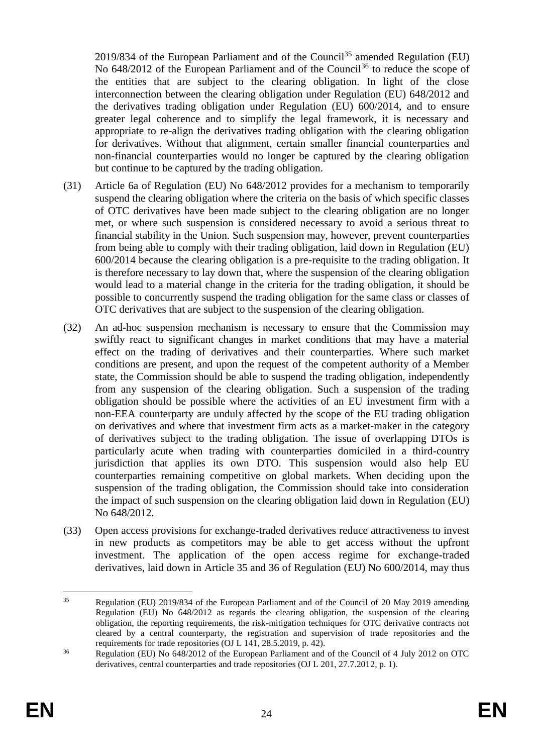2019/834 of the European Parliament and of the Council[35] amended Regulation (EU) No 648/2012 of the European Parliament and of the Council[36] to reduce the scope of the entities that are subject to the clearing obligation. In light of the close interconnection between the clearing obligation under Regulation (EU) 648/2012 and the derivatives trading obligation under Regulation (EU) 600/2014, and to ensure greater legal coherence and to simplify the legal framework, it is necessary and appropriate to re-align the derivatives trading obligation with the clearing obligation for derivatives. Without that alignment, certain smaller financial counterparties and non-financial counterparties would no longer be captured by the clearing obligation but continue to be captured by the trading obligation.

(31) Article 6a of Regulation (EU) No 648/2012 provides for a mechanism to temporarily suspend the clearing obligation where the criteria on the basis of which specific classes of OTC derivatives have been made subject to the clearing obligation are no longer met, or where such suspension is considered necessary to avoid a serious threat to financial stability in the Union. Such suspension may, however, prevent counterparties from being able to comply with their trading obligation, laid down in Regulation (EU) 600/2014 because the clearing obligation is a pre-requisite to the trading obligation. It is therefore necessary to lay down that, where the suspension of the clearing obligation would lead to a material change in the criteria for the trading obligation, it should be possible to concurrently suspend the trading obligation for the same class or classes of OTC derivatives that are subject to the suspension of the clearing obligation.

(32) An ad-hoc suspension mechanism is necessary to ensure that the Commission may swiftly react to significant changes in market conditions that may have a material effect on the trading of derivatives and their counterparties. Where such market conditions are present, and upon the request of the competent authority of a Member state, the Commission should be able to suspend the trading obligation, independently from any suspension of the clearing obligation. Such a suspension of the trading obligation should be possible where the activities of an EU investment firm with a non-EEA counterparty are unduly affected by the scope of the EU trading obligation on derivatives and where that investment firm acts as a market-maker in the category of derivatives subject to the trading obligation. The issue of overlapping DTOs is particularly acute when trading with counterparties domiciled in a third-country jurisdiction that applies its own DTO. This suspension would also help EU counterparties remaining competitive on global markets. When deciding upon the suspension of the trading obligation, the Commission should take into consideration the impact of such suspension on the clearing obligation laid down in Regulation (EU) No 648/2012.

(33) Open access provisions for exchange-traded derivatives reduce attractiveness to invest in new products as competitors may be able to get access without the upfront investment. The application of the open access regime for exchange-traded derivatives, laid down in Article 35 and 36 of Regulation (EU) No 600/2014, may thus

---

[35] Regulation (EU) 2019/834 of the European Parliament and of the Council of 20 May 2019 amending Regulation (EU) No 648/2012 as regards the clearing obligation, the suspension of the clearing obligation, the reporting requirements, the risk-mitigation techniques for OTC derivative contracts not cleared by a central counterparty, the registration and supervision of trade repositories and the requirements for trade repositories (OJ L 141, 28.5.2019, p. 42).

[36] Regulation (EU) No 648/2012 of the European Parliament and of the Council of 4 July 2012 on OTC derivatives, central counterparties and trade repositories (OJ L 201, 27.7.2012, p. 1).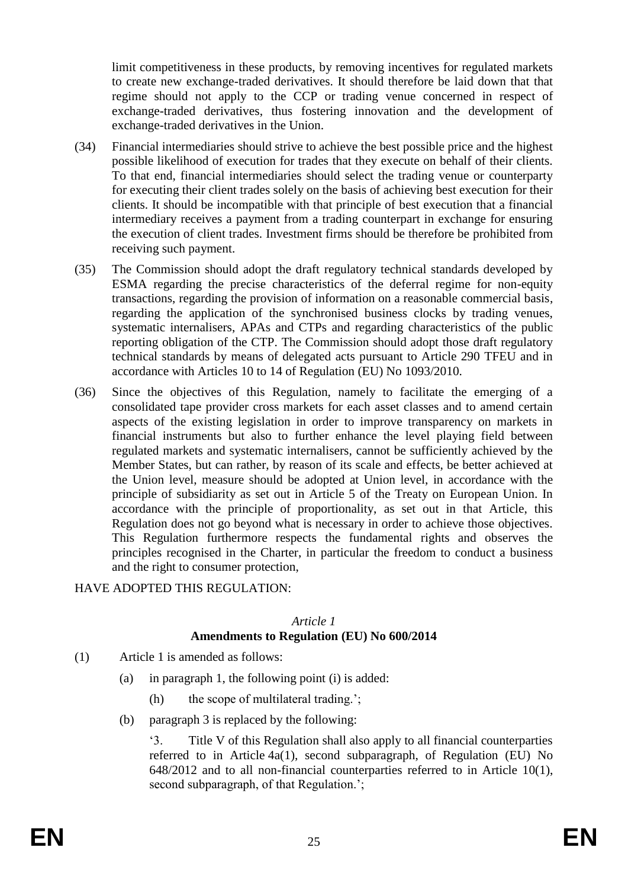limit competitiveness in these products, by removing incentives for regulated markets to create new exchange-traded derivatives. It should therefore be laid down that that regime should not apply to the CCP or trading venue concerned in respect of exchange-traded derivatives, thus fostering innovation and the development of exchange-traded derivatives in the Union.

(34) Financial intermediaries should strive to achieve the best possible price and the highest possible likelihood of execution for trades that they execute on behalf of their clients. To that end, financial intermediaries should select the trading venue or counterparty for executing their client trades solely on the basis of achieving best execution for their clients. It should be incompatible with that principle of best execution that a financial intermediary receives a payment from a trading counterpart in exchange for ensuring the execution of client trades. Investment firms should be therefore be prohibited from receiving such payment.

(35) The Commission should adopt the draft regulatory technical standards developed by ESMA regarding the precise characteristics of the deferral regime for non-equity transactions, regarding the provision of information on a reasonable commercial basis, regarding the application of the synchronised business clocks by trading venues, systematic internalisers, APAs and CTPs and regarding characteristics of the public reporting obligation of the CTP. The Commission should adopt those draft regulatory technical standards by means of delegated acts pursuant to Article 290 TFEU and in accordance with Articles 10 to 14 of Regulation (EU) No 1093/2010.

(36) Since the objectives of this Regulation, namely to facilitate the emerging of a consolidated tape provider cross markets for each asset classes and to amend certain aspects of the existing legislation in order to improve transparency on markets in financial instruments but also to further enhance the level playing field between regulated markets and systematic internalisers, cannot be sufficiently achieved by the Member States, but can rather, by reason of its scale and effects, be better achieved at the Union level, measure should be adopted at Union level, in accordance with the principle of subsidiarity as set out in Article 5 of the Treaty on European Union. In accordance with the principle of proportionality, as set out in that Article, this Regulation does not go beyond what is necessary in order to achieve those objectives. This Regulation furthermore respects the fundamental rights and observes the principles recognised in the Charter, in particular the freedom to conduct a business and the right to consumer protection,

HAVE ADOPTED THIS REGULATION:

*Article 1*
**Amendments to Regulation (EU) No 600/2014**

(1) Article 1 is amended as follows:

(a) in paragraph 1, the following point (i) is added:

(h) the scope of multilateral trading.';

(b) paragraph 3 is replaced by the following:

'3. Title V of this Regulation shall also apply to all financial counterparties referred to in Article 4a(1), second subparagraph, of Regulation (EU) No 648/2012 and to all non-financial counterparties referred to in Article 10(1), second subparagraph, of that Regulation.';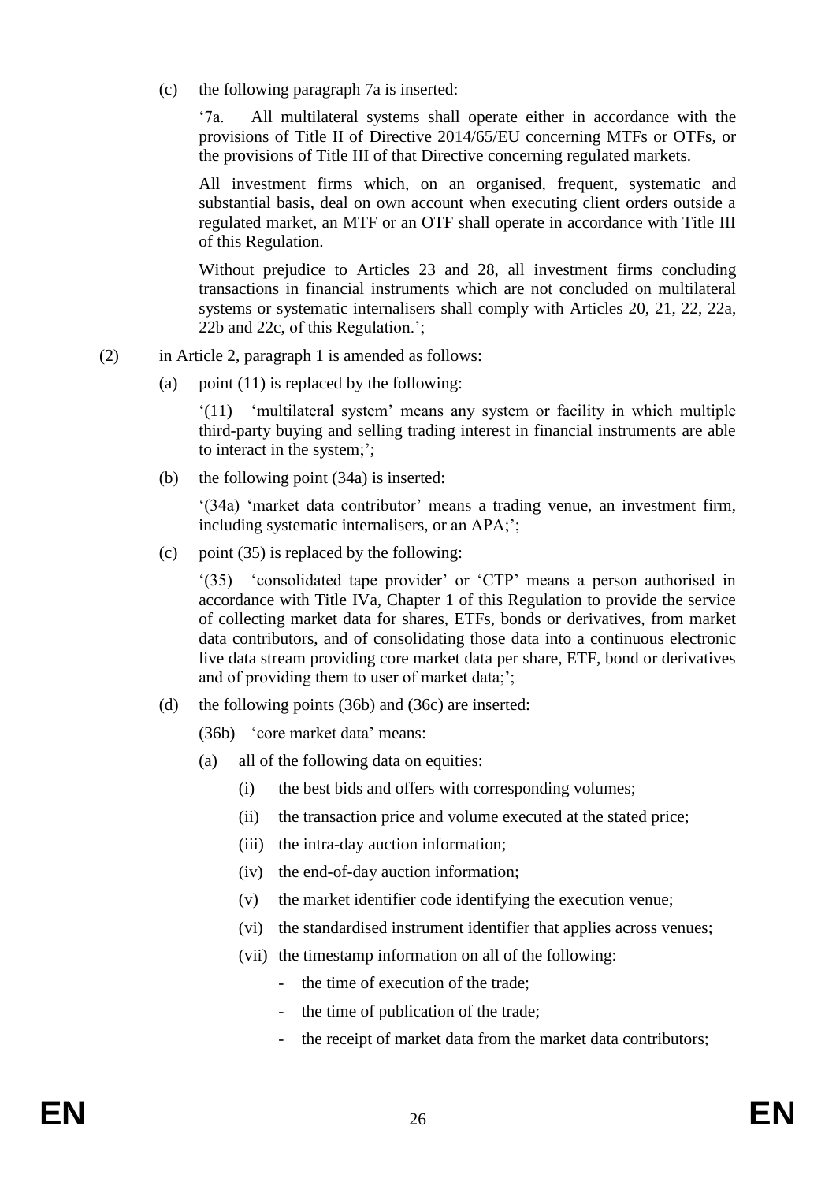(c) the following paragraph 7a is inserted:

'7a. All multilateral systems shall operate either in accordance with the provisions of Title II of Directive 2014/65/EU concerning MTFs or OTFs, or the provisions of Title III of that Directive concerning regulated markets.

All investment firms which, on an organised, frequent, systematic and substantial basis, deal on own account when executing client orders outside a regulated market, an MTF or an OTF shall operate in accordance with Title III of this Regulation.

Without prejudice to Articles 23 and 28, all investment firms concluding transactions in financial instruments which are not concluded on multilateral systems or systematic internalisers shall comply with Articles 20, 21, 22, 22a, 22b and 22c, of this Regulation.';

(2) in Article 2, paragraph 1 is amended as follows:

(a) point (11) is replaced by the following:

'(11) 'multilateral system' means any system or facility in which multiple third-party buying and selling trading interest in financial instruments are able to interact in the system;';

(b) the following point (34a) is inserted:

'(34a) 'market data contributor' means a trading venue, an investment firm, including systematic internalisers, or an APA;';

(c) point (35) is replaced by the following:

'(35) 'consolidated tape provider' or 'CTP' means a person authorised in accordance with Title IVa, Chapter 1 of this Regulation to provide the service of collecting market data for shares, ETFs, bonds or derivatives, from market data contributors, and of consolidating those data into a continuous electronic live data stream providing core market data per share, ETF, bond or derivatives and of providing them to user of market data;';

(d) the following points (36b) and (36c) are inserted:

(36b) 'core market data' means:

(a) all of the following data on equities:

(i) the best bids and offers with corresponding volumes;

(ii) the transaction price and volume executed at the stated price;

(iii) the intra-day auction information;

(iv) the end-of-day auction information;

(v) the market identifier code identifying the execution venue;

(vi) the standardised instrument identifier that applies across venues;

(vii) the timestamp information on all of the following:

- the time of execution of the trade;
- the time of publication of the trade;
- the receipt of market data from the market data contributors;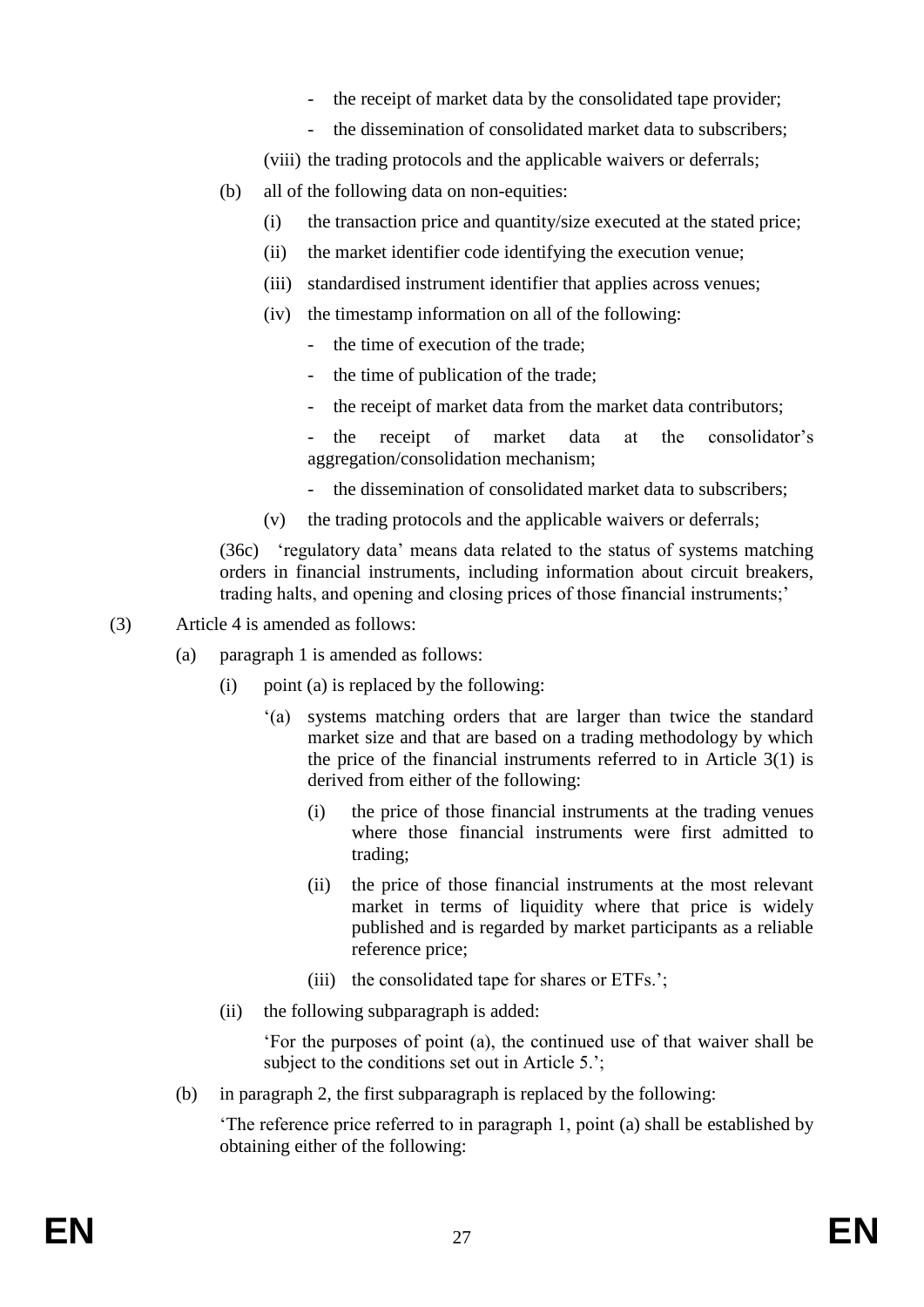- the receipt of market data by the consolidated tape provider;
- the dissemination of consolidated market data to subscribers;

(viii) the trading protocols and the applicable waivers or deferrals;

(b) all of the following data on non-equities:

(i) the transaction price and quantity/size executed at the stated price;

(ii) the market identifier code identifying the execution venue;

(iii) standardised instrument identifier that applies across venues;

(iv) the timestamp information on all of the following:

- the time of execution of the trade;
- the time of publication of the trade;
- the receipt of market data from the market data contributors;
- the receipt of market data at the consolidator's aggregation/consolidation mechanism;
- the dissemination of consolidated market data to subscribers;

(v) the trading protocols and the applicable waivers or deferrals;

(36c) 'regulatory data' means data related to the status of systems matching orders in financial instruments, including information about circuit breakers, trading halts, and opening and closing prices of those financial instruments;'

(3) Article 4 is amended as follows:

(a) paragraph 1 is amended as follows:

(i) point (a) is replaced by the following:

'(a) systems matching orders that are larger than twice the standard market size and that are based on a trading methodology by which the price of the financial instruments referred to in Article 3(1) is derived from either of the following:

(i) the price of those financial instruments at the trading venues where those financial instruments were first admitted to trading;

(ii) the price of those financial instruments at the most relevant market in terms of liquidity where that price is widely published and is regarded by market participants as a reliable reference price;

(iii) the consolidated tape for shares or ETFs.';

(ii) the following subparagraph is added:

'For the purposes of point (a), the continued use of that waiver shall be subject to the conditions set out in Article 5.';

(b) in paragraph 2, the first subparagraph is replaced by the following:

'The reference price referred to in paragraph 1, point (a) shall be established by obtaining either of the following: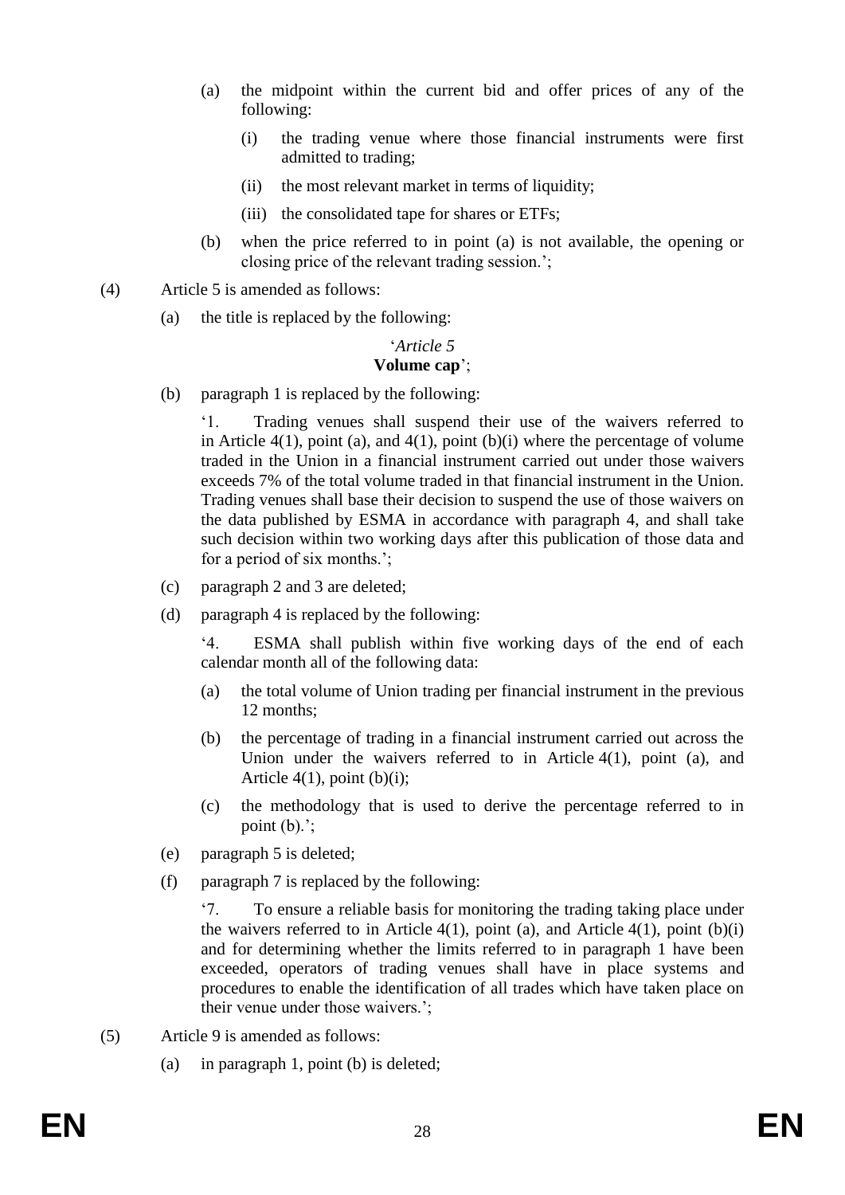(a) the midpoint within the current bid and offer prices of any of the following:

   (i) the trading venue where those financial instruments were first admitted to trading;

   (ii) the most relevant market in terms of liquidity;

   (iii) the consolidated tape for shares or ETFs;

(b) when the price referred to in point (a) is not available, the opening or closing price of the relevant trading session.';

(4) Article 5 is amended as follows:

   (a) the title is replaced by the following:

   '*Article 5*
   **Volume cap**';

   (b) paragraph 1 is replaced by the following:

   '1. Trading venues shall suspend their use of the waivers referred to in Article 4(1), point (a), and 4(1), point (b)(i) where the percentage of volume traded in the Union in a financial instrument carried out under those waivers exceeds 7% of the total volume traded in that financial instrument in the Union. Trading venues shall base their decision to suspend the use of those waivers on the data published by ESMA in accordance with paragraph 4, and shall take such decision within two working days after this publication of those data and for a period of six months.';

   (c) paragraph 2 and 3 are deleted;

   (d) paragraph 4 is replaced by the following:

   '4. ESMA shall publish within five working days of the end of each calendar month all of the following data:

   (a) the total volume of Union trading per financial instrument in the previous 12 months;

   (b) the percentage of trading in a financial instrument carried out across the Union under the waivers referred to in Article 4(1), point (a), and Article 4(1), point (b)(i);

   (c) the methodology that is used to derive the percentage referred to in point (b).';

   (e) paragraph 5 is deleted;

   (f) paragraph 7 is replaced by the following:

   '7. To ensure a reliable basis for monitoring the trading taking place under the waivers referred to in Article 4(1), point (a), and Article 4(1), point (b)(i) and for determining whether the limits referred to in paragraph 1 have been exceeded, operators of trading venues shall have in place systems and procedures to enable the identification of all trades which have taken place on their venue under those waivers.';

(5) Article 9 is amended as follows:

   (a) in paragraph 1, point (b) is deleted;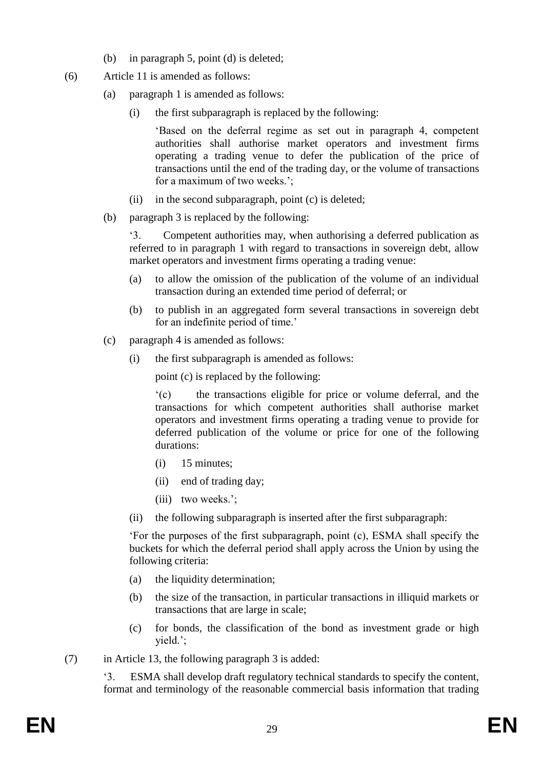(b) in paragraph 5, point (d) is deleted;

(6) Article 11 is amended as follows:

(a) paragraph 1 is amended as follows:

(i) the first subparagraph is replaced by the following:

'Based on the deferral regime as set out in paragraph 4, competent authorities shall authorise market operators and investment firms operating a trading venue to defer the publication of the price of transactions until the end of the trading day, or the volume of transactions for a maximum of two weeks.';

(ii) in the second subparagraph, point (c) is deleted;

(b) paragraph 3 is replaced by the following:

'3. Competent authorities may, when authorising a deferred publication as referred to in paragraph 1 with regard to transactions in sovereign debt, allow market operators and investment firms operating a trading venue:

(a) to allow the omission of the publication of the volume of an individual transaction during an extended time period of deferral; or

(b) to publish in an aggregated form several transactions in sovereign debt for an indefinite period of time.'

(c) paragraph 4 is amended as follows:

(i) the first subparagraph is amended as follows:

point (c) is replaced by the following:

'(c) the transactions eligible for price or volume deferral, and the transactions for which competent authorities shall authorise market operators and investment firms operating a trading venue to provide for deferred publication of the volume or price for one of the following durations:

(i) 15 minutes;

(ii) end of trading day;

(iii) two weeks.';

(ii) the following subparagraph is inserted after the first subparagraph:

'For the purposes of the first subparagraph, point (c), ESMA shall specify the buckets for which the deferral period shall apply across the Union by using the following criteria:

(a) the liquidity determination;

(b) the size of the transaction, in particular transactions in illiquid markets or transactions that are large in scale;

(c) for bonds, the classification of the bond as investment grade or high yield.';

(7) in Article 13, the following paragraph 3 is added:

'3. ESMA shall develop draft regulatory technical standards to specify the content, format and terminology of the reasonable commercial basis information that trading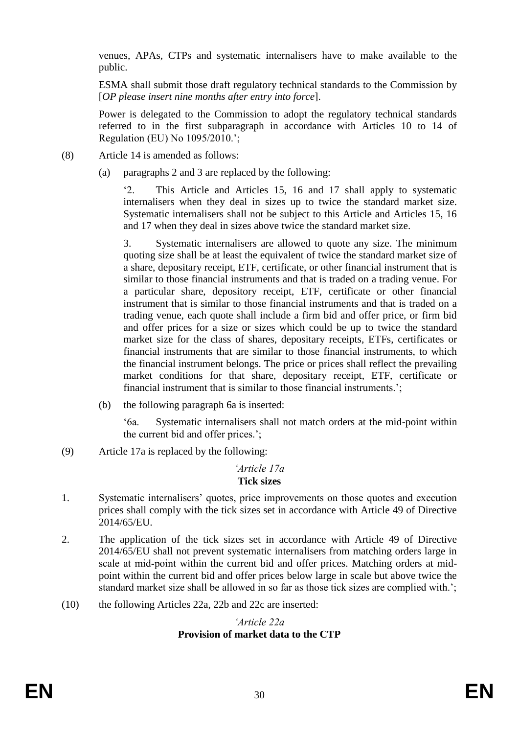venues, APAs, CTPs and systematic internalisers have to make available to the public.

ESMA shall submit those draft regulatory technical standards to the Commission by [*OP please insert nine months after entry into force*].

Power is delegated to the Commission to adopt the regulatory technical standards referred to in the first subparagraph in accordance with Articles 10 to 14 of Regulation (EU) No 1095/2010.';

(8) Article 14 is amended as follows:

(a) paragraphs 2 and 3 are replaced by the following:

'2. This Article and Articles 15, 16 and 17 shall apply to systematic internalisers when they deal in sizes up to twice the standard market size. Systematic internalisers shall not be subject to this Article and Articles 15, 16 and 17 when they deal in sizes above twice the standard market size.

3. Systematic internalisers are allowed to quote any size. The minimum quoting size shall be at least the equivalent of twice the standard market size of a share, depositary receipt, ETF, certificate, or other financial instrument that is similar to those financial instruments and that is traded on a trading venue. For a particular share, depository receipt, ETF, certificate or other financial instrument that is similar to those financial instruments and that is traded on a trading venue, each quote shall include a firm bid and offer price, or firm bid and offer prices for a size or sizes which could be up to twice the standard market size for the class of shares, depositary receipts, ETFs, certificates or financial instruments that are similar to those financial instruments, to which the financial instrument belongs. The price or prices shall reflect the prevailing market conditions for that share, depositary receipt, ETF, certificate or financial instrument that is similar to those financial instruments.';

(b) the following paragraph 6a is inserted:

'6a. Systematic internalisers shall not match orders at the mid-point within the current bid and offer prices.';

(9) Article 17a is replaced by the following:

*'Article 17a*
**Tick sizes**

1. Systematic internalisers' quotes, price improvements on those quotes and execution prices shall comply with the tick sizes set in accordance with Article 49 of Directive 2014/65/EU.

2. The application of the tick sizes set in accordance with Article 49 of Directive 2014/65/EU shall not prevent systematic internalisers from matching orders large in scale at mid-point within the current bid and offer prices. Matching orders at mid-point within the current bid and offer prices below large in scale but above twice the standard market size shall be allowed in so far as those tick sizes are complied with.';

(10) the following Articles 22a, 22b and 22c are inserted:

*'Article 22a*
**Provision of market data to the CTP**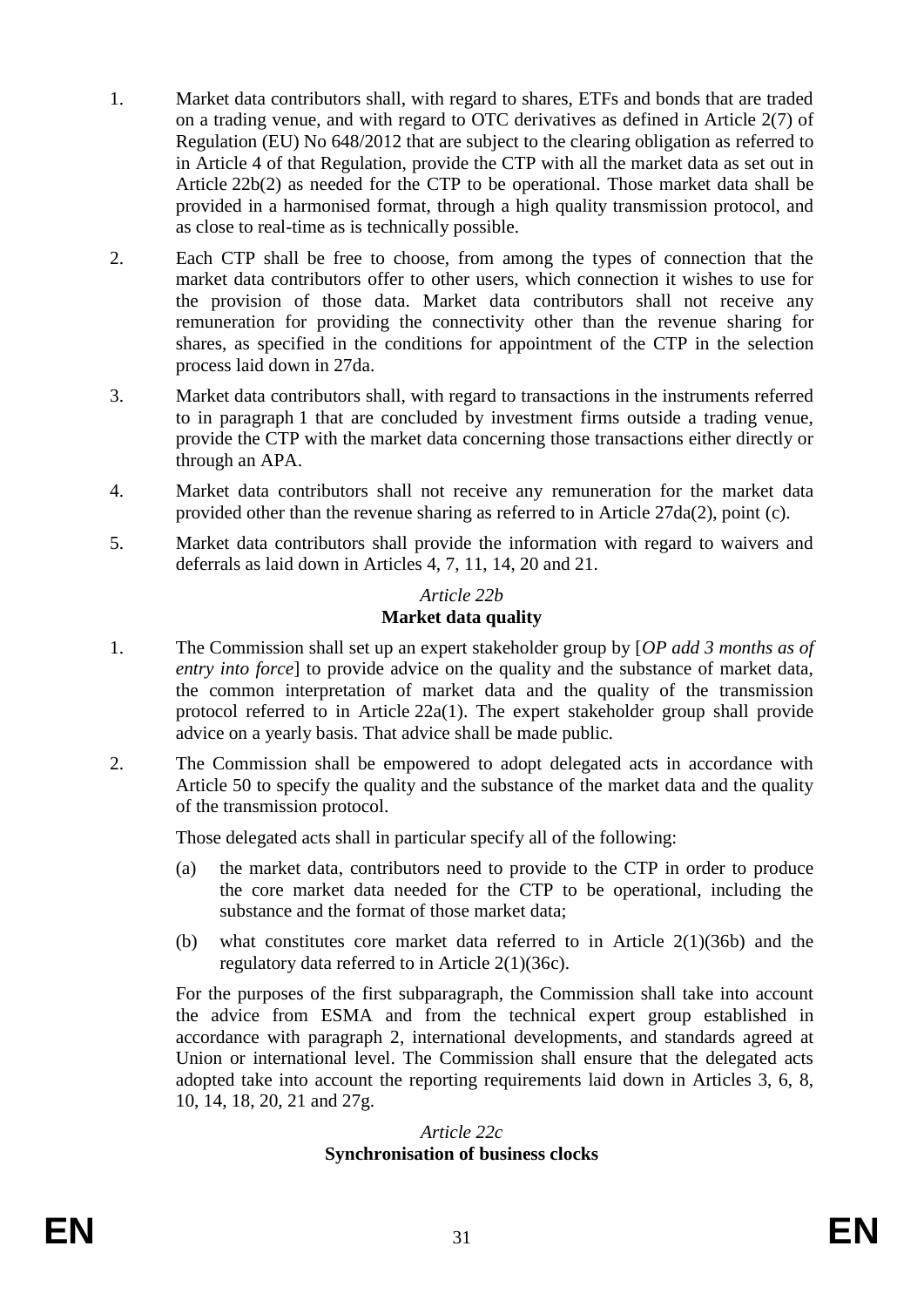1. Market data contributors shall, with regard to shares, ETFs and bonds that are traded on a trading venue, and with regard to OTC derivatives as defined in Article 2(7) of Regulation (EU) No 648/2012 that are subject to the clearing obligation as referred to in Article 4 of that Regulation, provide the CTP with all the market data as set out in Article 22b(2) as needed for the CTP to be operational. Those market data shall be provided in a harmonised format, through a high quality transmission protocol, and as close to real-time as is technically possible.

2. Each CTP shall be free to choose, from among the types of connection that the market data contributors offer to other users, which connection it wishes to use for the provision of those data. Market data contributors shall not receive any remuneration for providing the connectivity other than the revenue sharing for shares, as specified in the conditions for appointment of the CTP in the selection process laid down in 27da.

3. Market data contributors shall, with regard to transactions in the instruments referred to in paragraph 1 that are concluded by investment firms outside a trading venue, provide the CTP with the market data concerning those transactions either directly or through an APA.

4. Market data contributors shall not receive any remuneration for the market data provided other than the revenue sharing as referred to in Article 27da(2), point (c).

5. Market data contributors shall provide the information with regard to waivers and deferrals as laid down in Articles 4, 7, 11, 14, 20 and 21.

*Article 22b*

**Market data quality**

1. The Commission shall set up an expert stakeholder group by [*OP add 3 months as of entry into force*] to provide advice on the quality and the substance of market data, the common interpretation of market data and the quality of the transmission protocol referred to in Article 22a(1). The expert stakeholder group shall provide advice on a yearly basis. That advice shall be made public.

2. The Commission shall be empowered to adopt delegated acts in accordance with Article 50 to specify the quality and the substance of the market data and the quality of the transmission protocol.

   Those delegated acts shall in particular specify all of the following:

   (a) the market data, contributors need to provide to the CTP in order to produce the core market data needed for the CTP to be operational, including the substance and the format of those market data;

   (b) what constitutes core market data referred to in Article 2(1)(36b) and the regulatory data referred to in Article 2(1)(36c).

   For the purposes of the first subparagraph, the Commission shall take into account the advice from ESMA and from the technical expert group established in accordance with paragraph 2, international developments, and standards agreed at Union or international level. The Commission shall ensure that the delegated acts adopted take into account the reporting requirements laid down in Articles 3, 6, 8, 10, 14, 18, 20, 21 and 27g.

*Article 22c*

**Synchronisation of business clocks**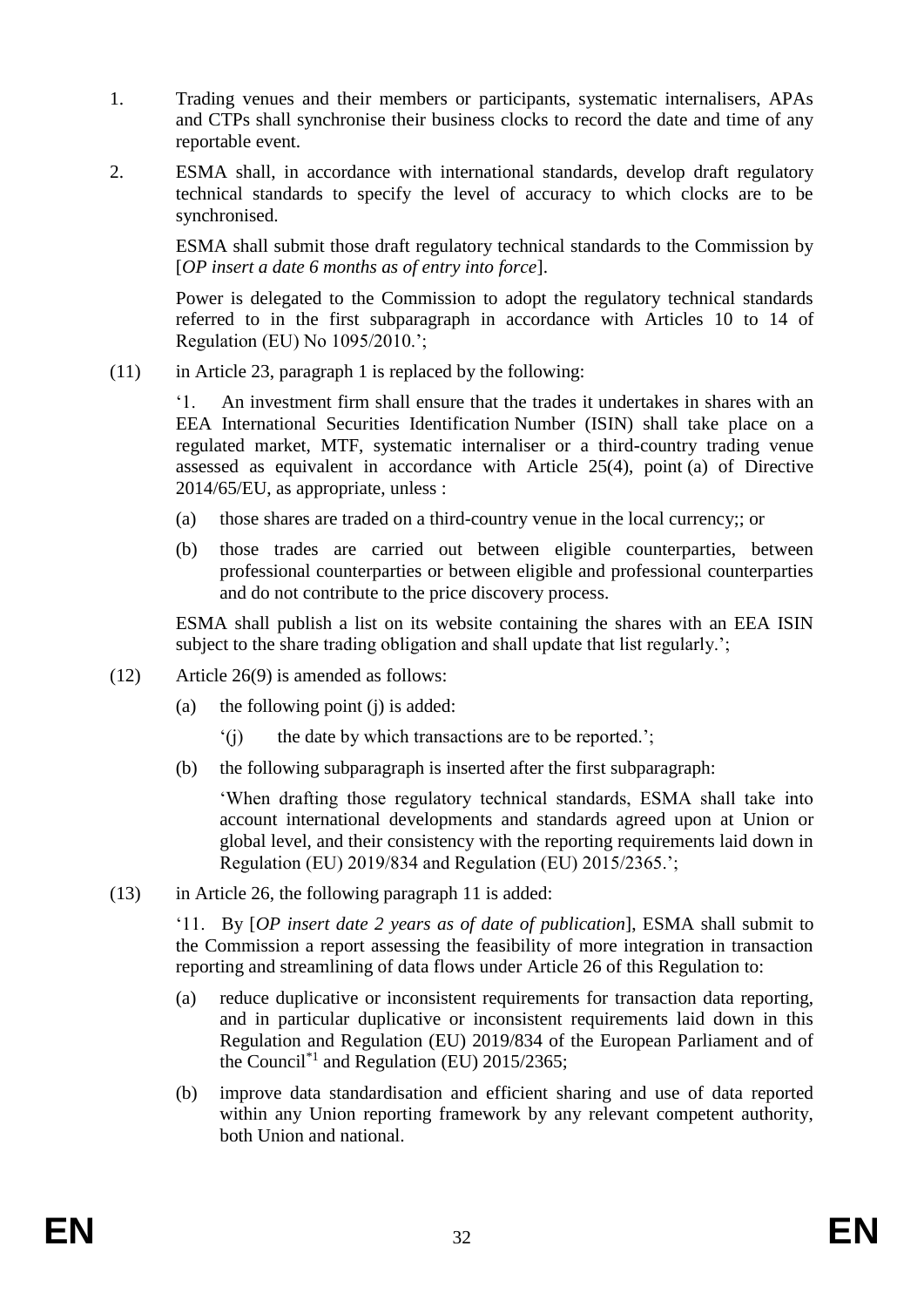1. Trading venues and their members or participants, systematic internalisers, APAs and CTPs shall synchronise their business clocks to record the date and time of any reportable event.

2. ESMA shall, in accordance with international standards, develop draft regulatory technical standards to specify the level of accuracy to which clocks are to be synchronised.

   ESMA shall submit those draft regulatory technical standards to the Commission by [*OP insert a date 6 months as of entry into force*].

   Power is delegated to the Commission to adopt the regulatory technical standards referred to in the first subparagraph in accordance with Articles 10 to 14 of Regulation (EU) No 1095/2010.';

(11) in Article 23, paragraph 1 is replaced by the following:

'1. An investment firm shall ensure that the trades it undertakes in shares with an EEA International Securities Identification Number (ISIN) shall take place on a regulated market, MTF, systematic internaliser or a third-country trading venue assessed as equivalent in accordance with Article 25(4), point (a) of Directive 2014/65/EU, as appropriate, unless :

(a) those shares are traded on a third-country venue in the local currency;; or

(b) those trades are carried out between eligible counterparties, between professional counterparties or between eligible and professional counterparties and do not contribute to the price discovery process.

ESMA shall publish a list on its website containing the shares with an EEA ISIN subject to the share trading obligation and shall update that list regularly.';

(12) Article 26(9) is amended as follows:

(a) the following point (j) is added:

'(j) the date by which transactions are to be reported.';

(b) the following subparagraph is inserted after the first subparagraph:

'When drafting those regulatory technical standards, ESMA shall take into account international developments and standards agreed upon at Union or global level, and their consistency with the reporting requirements laid down in Regulation (EU) 2019/834 and Regulation (EU) 2015/2365.';

(13) in Article 26, the following paragraph 11 is added:

'11. By [*OP insert date 2 years as of date of publication*], ESMA shall submit to the Commission a report assessing the feasibility of more integration in transaction reporting and streamlining of data flows under Article 26 of this Regulation to:

(a) reduce duplicative or inconsistent requirements for transaction data reporting, and in particular duplicative or inconsistent requirements laid down in this Regulation and Regulation (EU) 2019/834 of the European Parliament and of the Council[*1] and Regulation (EU) 2015/2365;

(b) improve data standardisation and efficient sharing and use of data reported within any Union reporting framework by any relevant competent authority, both Union and national.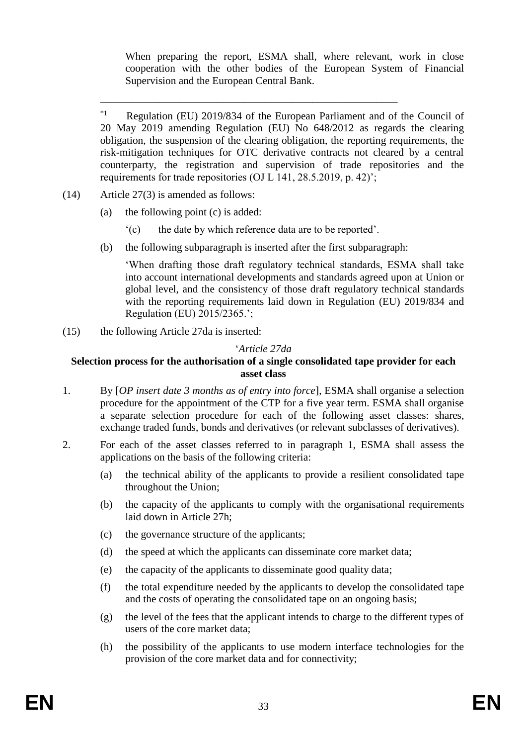When preparing the report, ESMA shall, where relevant, work in close cooperation with the other bodies of the European System of Financial Supervision and the European Central Bank.

---

*1 Regulation (EU) 2019/834 of the European Parliament and of the Council of 20 May 2019 amending Regulation (EU) No 648/2012 as regards the clearing obligation, the suspension of the clearing obligation, the reporting requirements, the risk-mitigation techniques for OTC derivative contracts not cleared by a central counterparty, the registration and supervision of trade repositories and the requirements for trade repositories (OJ L 141, 28.5.2019, p. 42)';

(14) Article 27(3) is amended as follows:

(a) the following point (c) is added:

'(c) the date by which reference data are to be reported'.

(b) the following subparagraph is inserted after the first subparagraph:

'When drafting those draft regulatory technical standards, ESMA shall take into account international developments and standards agreed upon at Union or global level, and the consistency of those draft regulatory technical standards with the reporting requirements laid down in Regulation (EU) 2019/834 and Regulation (EU) 2015/2365.';

(15) the following Article 27da is inserted:

'*Article 27da*

**Selection process for the authorisation of a single consolidated tape provider for each asset class**

1. By [*OP insert date 3 months as of entry into force*], ESMA shall organise a selection procedure for the appointment of the CTP for a five year term. ESMA shall organise a separate selection procedure for each of the following asset classes: shares, exchange traded funds, bonds and derivatives (or relevant subclasses of derivatives).

2. For each of the asset classes referred to in paragraph 1, ESMA shall assess the applications on the basis of the following criteria:

(a) the technical ability of the applicants to provide a resilient consolidated tape throughout the Union;

(b) the capacity of the applicants to comply with the organisational requirements laid down in Article 27h;

(c) the governance structure of the applicants;

(d) the speed at which the applicants can disseminate core market data;

(e) the capacity of the applicants to disseminate good quality data;

(f) the total expenditure needed by the applicants to develop the consolidated tape and the costs of operating the consolidated tape on an ongoing basis;

(g) the level of the fees that the applicant intends to charge to the different types of users of the core market data;

(h) the possibility of the applicants to use modern interface technologies for the provision of the core market data and for connectivity;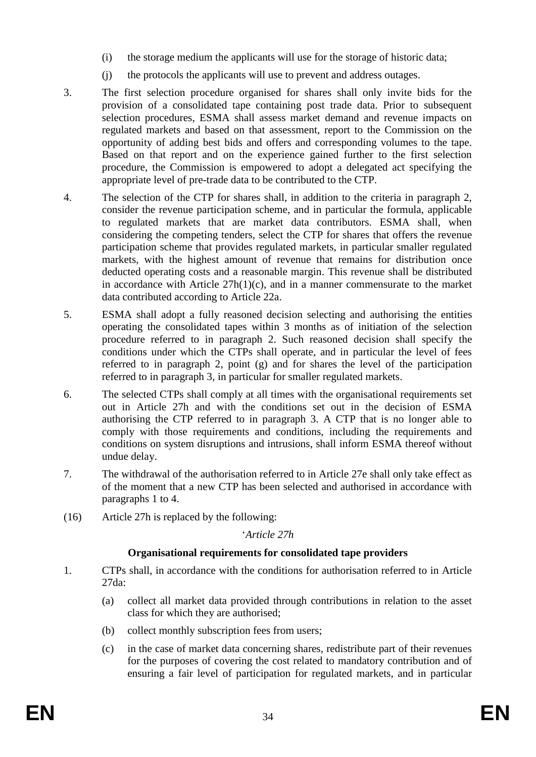(i) the storage medium the applicants will use for the storage of historic data;

(j) the protocols the applicants will use to prevent and address outages.

3. The first selection procedure organised for shares shall only invite bids for the provision of a consolidated tape containing post trade data. Prior to subsequent selection procedures, ESMA shall assess market demand and revenue impacts on regulated markets and based on that assessment, report to the Commission on the opportunity of adding best bids and offers and corresponding volumes to the tape. Based on that report and on the experience gained further to the first selection procedure, the Commission is empowered to adopt a delegated act specifying the appropriate level of pre-trade data to be contributed to the CTP.

4. The selection of the CTP for shares shall, in addition to the criteria in paragraph 2, consider the revenue participation scheme, and in particular the formula, applicable to regulated markets that are market data contributors. ESMA shall, when considering the competing tenders, select the CTP for shares that offers the revenue participation scheme that provides regulated markets, in particular smaller regulated markets, with the highest amount of revenue that remains for distribution once deducted operating costs and a reasonable margin. This revenue shall be distributed in accordance with Article 27h(1)(c), and in a manner commensurate to the market data contributed according to Article 22a.

5. ESMA shall adopt a fully reasoned decision selecting and authorising the entities operating the consolidated tapes within 3 months as of initiation of the selection procedure referred to in paragraph 2. Such reasoned decision shall specify the conditions under which the CTPs shall operate, and in particular the level of fees referred to in paragraph 2, point (g) and for shares the level of the participation referred to in paragraph 3, in particular for smaller regulated markets.

6. The selected CTPs shall comply at all times with the organisational requirements set out in Article 27h and with the conditions set out in the decision of ESMA authorising the CTP referred to in paragraph 3. A CTP that is no longer able to comply with those requirements and conditions, including the requirements and conditions on system disruptions and intrusions, shall inform ESMA thereof without undue delay.

7. The withdrawal of the authorisation referred to in Article 27e shall only take effect as of the moment that a new CTP has been selected and authorised in accordance with paragraphs 1 to 4.

(16) Article 27h is replaced by the following:

'*Article 27h*

**Organisational requirements for consolidated tape providers**

1. CTPs shall, in accordance with the conditions for authorisation referred to in Article 27da:

(a) collect all market data provided through contributions in relation to the asset class for which they are authorised;

(b) collect monthly subscription fees from users;

(c) in the case of market data concerning shares, redistribute part of their revenues for the purposes of covering the cost related to mandatory contribution and of ensuring a fair level of participation for regulated markets, and in particular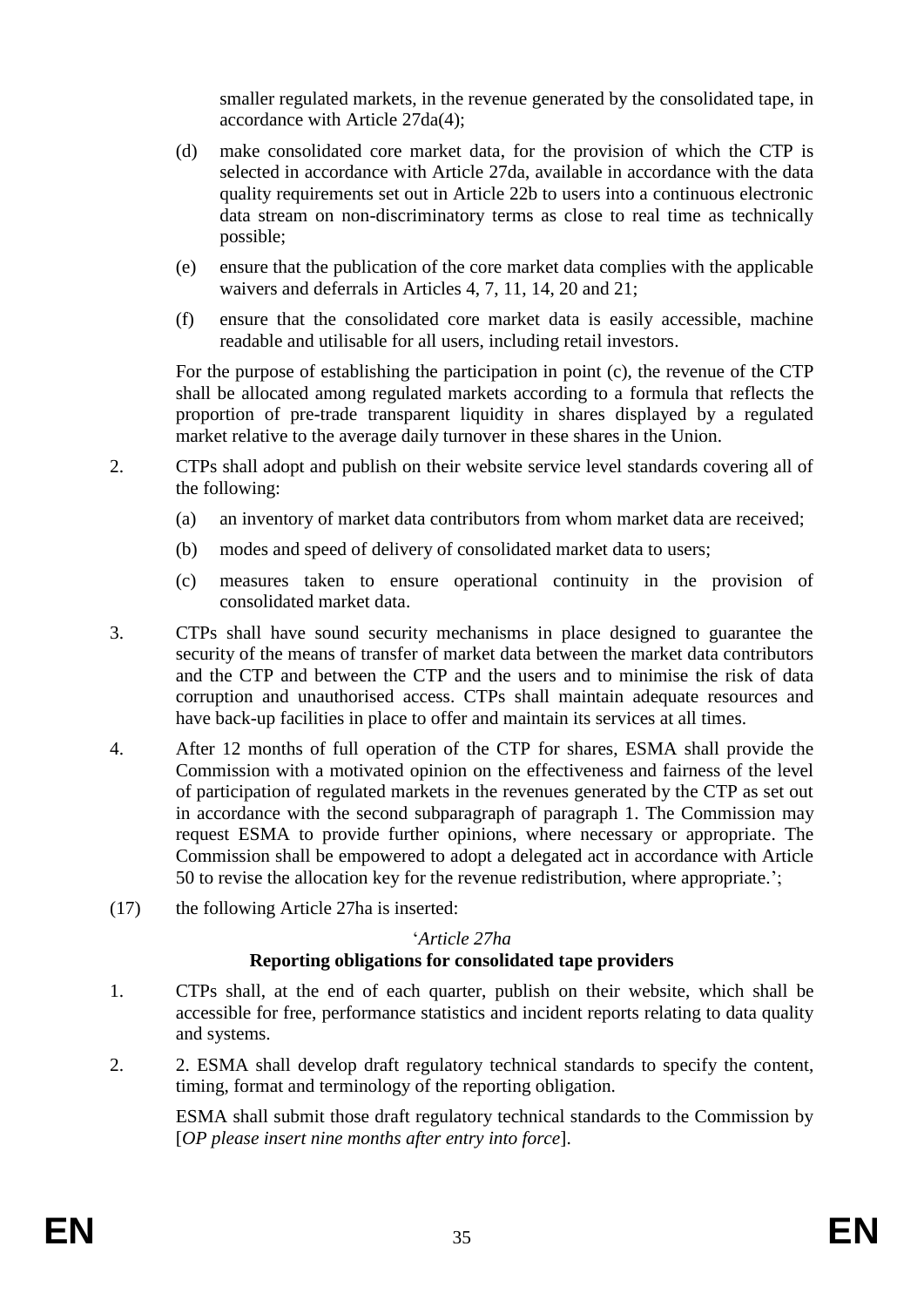smaller regulated markets, in the revenue generated by the consolidated tape, in accordance with Article 27da(4);

(d) make consolidated core market data, for the provision of which the CTP is selected in accordance with Article 27da, available in accordance with the data quality requirements set out in Article 22b to users into a continuous electronic data stream on non-discriminatory terms as close to real time as technically possible;

(e) ensure that the publication of the core market data complies with the applicable waivers and deferrals in Articles 4, 7, 11, 14, 20 and 21;

(f) ensure that the consolidated core market data is easily accessible, machine readable and utilisable for all users, including retail investors.

For the purpose of establishing the participation in point (c), the revenue of the CTP shall be allocated among regulated markets according to a formula that reflects the proportion of pre-trade transparent liquidity in shares displayed by a regulated market relative to the average daily turnover in these shares in the Union.

2. CTPs shall adopt and publish on their website service level standards covering all of the following:

   (a) an inventory of market data contributors from whom market data are received;

   (b) modes and speed of delivery of consolidated market data to users;

   (c) measures taken to ensure operational continuity in the provision of consolidated market data.

3. CTPs shall have sound security mechanisms in place designed to guarantee the security of the means of transfer of market data between the market data contributors and the CTP and between the CTP and the users and to minimise the risk of data corruption and unauthorised access. CTPs shall maintain adequate resources and have back-up facilities in place to offer and maintain its services at all times.

4. After 12 months of full operation of the CTP for shares, ESMA shall provide the Commission with a motivated opinion on the effectiveness and fairness of the level of participation of regulated markets in the revenues generated by the CTP as set out in accordance with the second subparagraph of paragraph 1. The Commission may request ESMA to provide further opinions, where necessary or appropriate. The Commission shall be empowered to adopt a delegated act in accordance with Article 50 to revise the allocation key for the revenue redistribution, where appropriate.';

(17) the following Article 27ha is inserted:

'*Article 27ha*

**Reporting obligations for consolidated tape providers**

1. CTPs shall, at the end of each quarter, publish on their website, which shall be accessible for free, performance statistics and incident reports relating to data quality and systems.

2. 2. ESMA shall develop draft regulatory technical standards to specify the content, timing, format and terminology of the reporting obligation.

   ESMA shall submit those draft regulatory technical standards to the Commission by [*OP please insert nine months after entry into force*].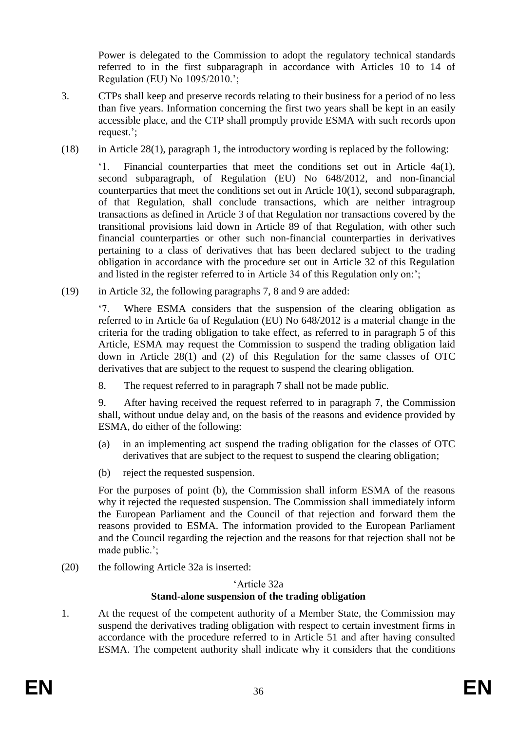Power is delegated to the Commission to adopt the regulatory technical standards referred to in the first subparagraph in accordance with Articles 10 to 14 of Regulation (EU) No 1095/2010.';

3. CTPs shall keep and preserve records relating to their business for a period of no less than five years. Information concerning the first two years shall be kept in an easily accessible place, and the CTP shall promptly provide ESMA with such records upon request.';

(18) in Article 28(1), paragraph 1, the introductory wording is replaced by the following:

'1. Financial counterparties that meet the conditions set out in Article 4a(1), second subparagraph, of Regulation (EU) No 648/2012, and non-financial counterparties that meet the conditions set out in Article 10(1), second subparagraph, of that Regulation, shall conclude transactions, which are neither intragroup transactions as defined in Article 3 of that Regulation nor transactions covered by the transitional provisions laid down in Article 89 of that Regulation, with other such financial counterparties or other such non-financial counterparties in derivatives pertaining to a class of derivatives that has been declared subject to the trading obligation in accordance with the procedure set out in Article 32 of this Regulation and listed in the register referred to in Article 34 of this Regulation only on:';

(19) in Article 32, the following paragraphs 7, 8 and 9 are added:

'7. Where ESMA considers that the suspension of the clearing obligation as referred to in Article 6a of Regulation (EU) No 648/2012 is a material change in the criteria for the trading obligation to take effect, as referred to in paragraph 5 of this Article, ESMA may request the Commission to suspend the trading obligation laid down in Article 28(1) and (2) of this Regulation for the same classes of OTC derivatives that are subject to the request to suspend the clearing obligation.

8. The request referred to in paragraph 7 shall not be made public.

9. After having received the request referred to in paragraph 7, the Commission shall, without undue delay and, on the basis of the reasons and evidence provided by ESMA, do either of the following:

(a) in an implementing act suspend the trading obligation for the classes of OTC derivatives that are subject to the request to suspend the clearing obligation;

(b) reject the requested suspension.

For the purposes of point (b), the Commission shall inform ESMA of the reasons why it rejected the requested suspension. The Commission shall immediately inform the European Parliament and the Council of that rejection and forward them the reasons provided to ESMA. The information provided to the European Parliament and the Council regarding the rejection and the reasons for that rejection shall not be made public.';

(20) the following Article 32a is inserted:

'Article 32a

**Stand-alone suspension of the trading obligation**

1. At the request of the competent authority of a Member State, the Commission may suspend the derivatives trading obligation with respect to certain investment firms in accordance with the procedure referred to in Article 51 and after having consulted ESMA. The competent authority shall indicate why it considers that the conditions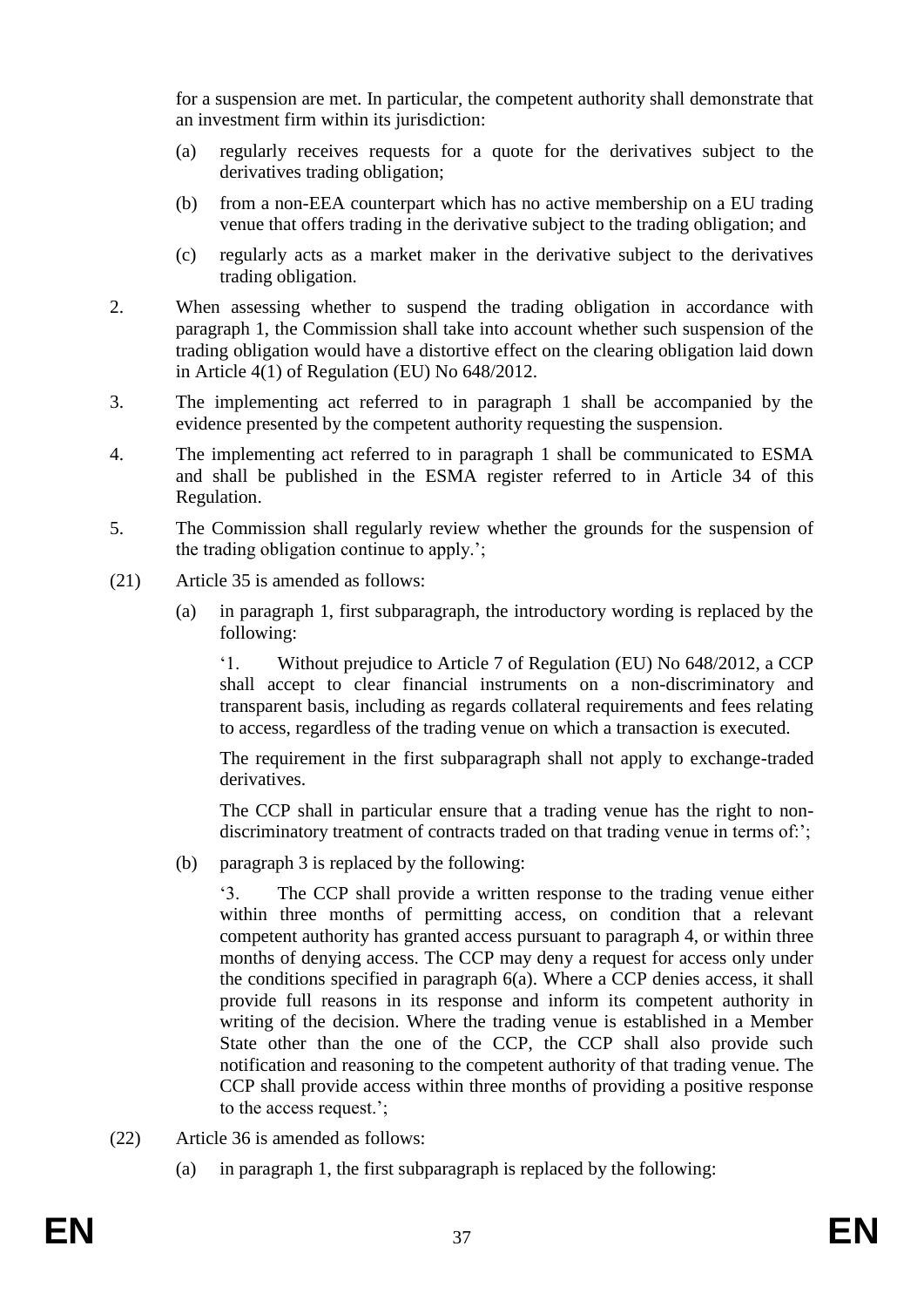for a suspension are met. In particular, the competent authority shall demonstrate that an investment firm within its jurisdiction:

(a) regularly receives requests for a quote for the derivatives subject to the derivatives trading obligation;

(b) from a non-EEA counterpart which has no active membership on a EU trading venue that offers trading in the derivative subject to the trading obligation; and

(c) regularly acts as a market maker in the derivative subject to the derivatives trading obligation.

2. When assessing whether to suspend the trading obligation in accordance with paragraph 1, the Commission shall take into account whether such suspension of the trading obligation would have a distortive effect on the clearing obligation laid down in Article 4(1) of Regulation (EU) No 648/2012.

3. The implementing act referred to in paragraph 1 shall be accompanied by the evidence presented by the competent authority requesting the suspension.

4. The implementing act referred to in paragraph 1 shall be communicated to ESMA and shall be published in the ESMA register referred to in Article 34 of this Regulation.

5. The Commission shall regularly review whether the grounds for the suspension of the trading obligation continue to apply.';

(21) Article 35 is amended as follows:

(a) in paragraph 1, first subparagraph, the introductory wording is replaced by the following:

'1. Without prejudice to Article 7 of Regulation (EU) No 648/2012, a CCP shall accept to clear financial instruments on a non-discriminatory and transparent basis, including as regards collateral requirements and fees relating to access, regardless of the trading venue on which a transaction is executed.

The requirement in the first subparagraph shall not apply to exchange-traded derivatives.

The CCP shall in particular ensure that a trading venue has the right to non-discriminatory treatment of contracts traded on that trading venue in terms of:';

(b) paragraph 3 is replaced by the following:

'3. The CCP shall provide a written response to the trading venue either within three months of permitting access, on condition that a relevant competent authority has granted access pursuant to paragraph 4, or within three months of denying access. The CCP may deny a request for access only under the conditions specified in paragraph 6(a). Where a CCP denies access, it shall provide full reasons in its response and inform its competent authority in writing of the decision. Where the trading venue is established in a Member State other than the one of the CCP, the CCP shall also provide such notification and reasoning to the competent authority of that trading venue. The CCP shall provide access within three months of providing a positive response to the access request.';

(22) Article 36 is amended as follows:

(a) in paragraph 1, the first subparagraph is replaced by the following: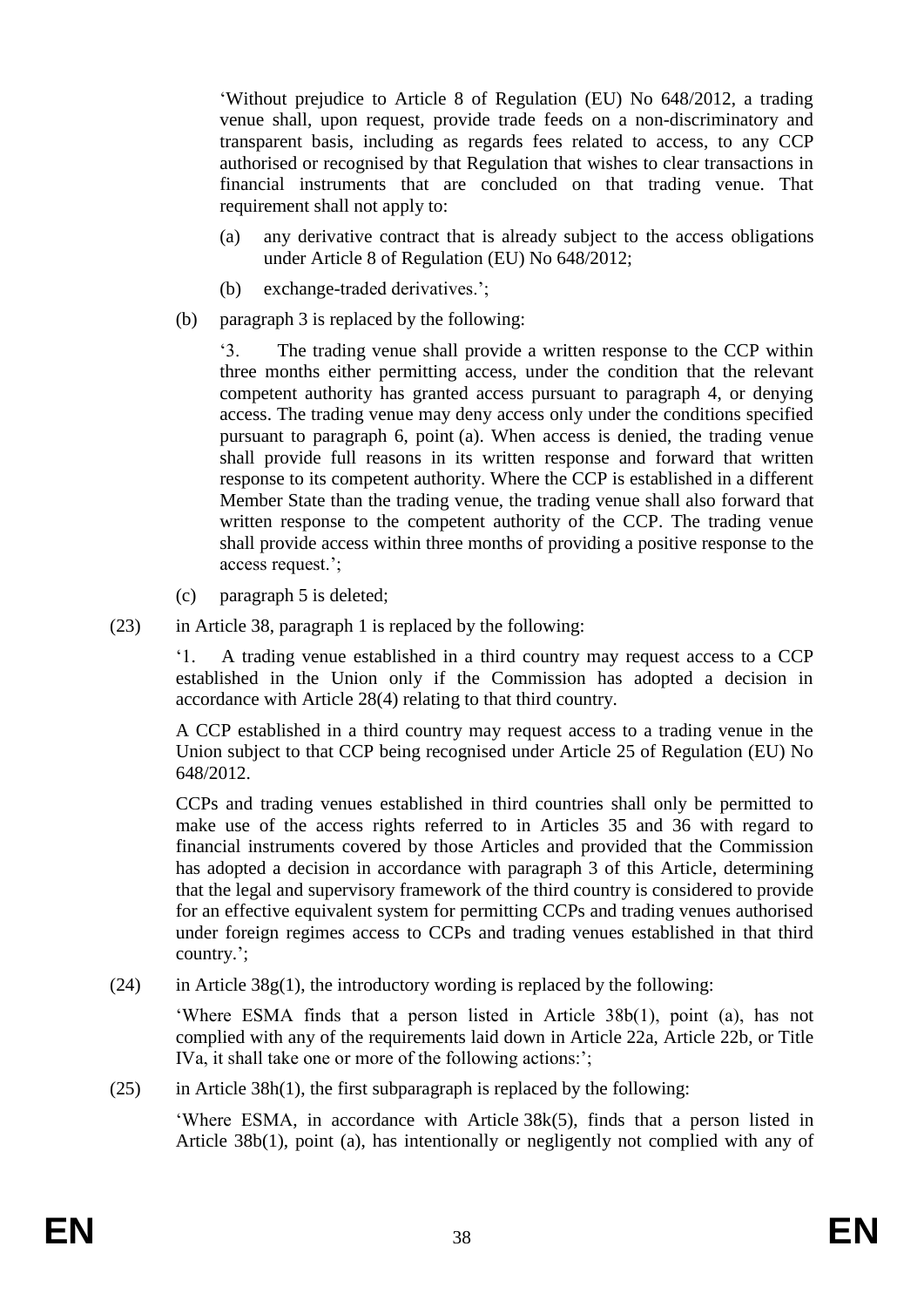'Without prejudice to Article 8 of Regulation (EU) No 648/2012, a trading venue shall, upon request, provide trade feeds on a non-discriminatory and transparent basis, including as regards fees related to access, to any CCP authorised or recognised by that Regulation that wishes to clear transactions in financial instruments that are concluded on that trading venue. That requirement shall not apply to:

(a) any derivative contract that is already subject to the access obligations under Article 8 of Regulation (EU) No 648/2012;

(b) exchange-traded derivatives.';

(b) paragraph 3 is replaced by the following:

'3. The trading venue shall provide a written response to the CCP within three months either permitting access, under the condition that the relevant competent authority has granted access pursuant to paragraph 4, or denying access. The trading venue may deny access only under the conditions specified pursuant to paragraph 6, point (a). When access is denied, the trading venue shall provide full reasons in its written response and forward that written response to its competent authority. Where the CCP is established in a different Member State than the trading venue, the trading venue shall also forward that written response to the competent authority of the CCP. The trading venue shall provide access within three months of providing a positive response to the access request.';

(c) paragraph 5 is deleted;

(23) in Article 38, paragraph 1 is replaced by the following:

'1. A trading venue established in a third country may request access to a CCP established in the Union only if the Commission has adopted a decision in accordance with Article 28(4) relating to that third country.

A CCP established in a third country may request access to a trading venue in the Union subject to that CCP being recognised under Article 25 of Regulation (EU) No 648/2012.

CCPs and trading venues established in third countries shall only be permitted to make use of the access rights referred to in Articles 35 and 36 with regard to financial instruments covered by those Articles and provided that the Commission has adopted a decision in accordance with paragraph 3 of this Article, determining that the legal and supervisory framework of the third country is considered to provide for an effective equivalent system for permitting CCPs and trading venues authorised under foreign regimes access to CCPs and trading venues established in that third country.';

(24) in Article 38g(1), the introductory wording is replaced by the following:

'Where ESMA finds that a person listed in Article 38b(1), point (a), has not complied with any of the requirements laid down in Article 22a, Article 22b, or Title IVa, it shall take one or more of the following actions:';

(25) in Article 38h(1), the first subparagraph is replaced by the following:

'Where ESMA, in accordance with Article 38k(5), finds that a person listed in Article 38b(1), point (a), has intentionally or negligently not complied with any of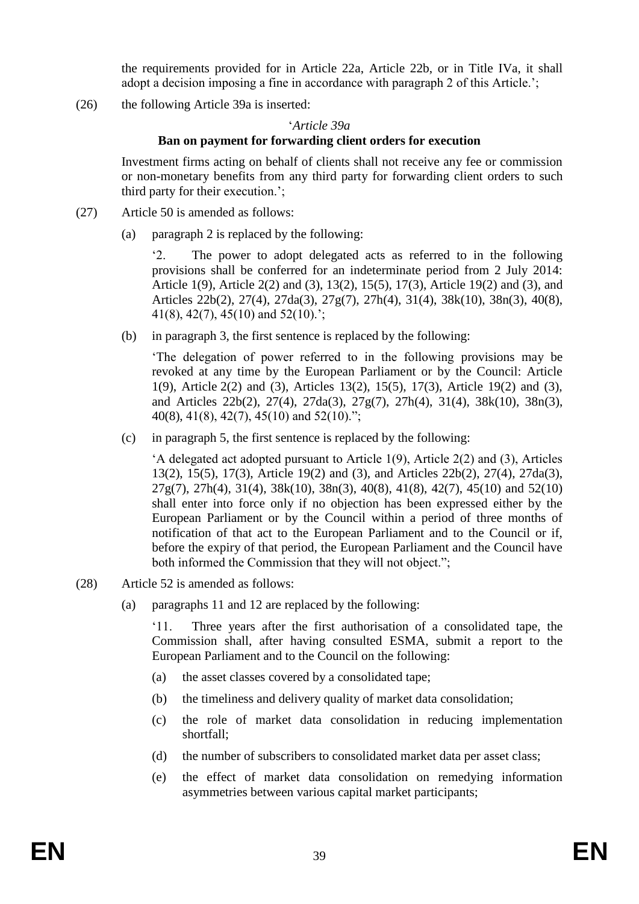the requirements provided for in Article 22a, Article 22b, or in Title IVa, it shall adopt a decision imposing a fine in accordance with paragraph 2 of this Article.';

(26) the following Article 39a is inserted:

'*Article 39a*

**Ban on payment for forwarding client orders for execution**

Investment firms acting on behalf of clients shall not receive any fee or commission or non-monetary benefits from any third party for forwarding client orders to such third party for their execution.';

(27) Article 50 is amended as follows:

(a) paragraph 2 is replaced by the following:

'2. The power to adopt delegated acts as referred to in the following provisions shall be conferred for an indeterminate period from 2 July 2014: Article 1(9), Article 2(2) and (3), 13(2), 15(5), 17(3), Article 19(2) and (3), and Articles 22b(2), 27(4), 27da(3), 27g(7), 27h(4), 31(4), 38k(10), 38n(3), 40(8), 41(8), 42(7), 45(10) and 52(10).';

(b) in paragraph 3, the first sentence is replaced by the following:

'The delegation of power referred to in the following provisions may be revoked at any time by the European Parliament or by the Council: Article 1(9), Article 2(2) and (3), Articles 13(2), 15(5), 17(3), Article 19(2) and (3), and Articles 22b(2), 27(4), 27da(3), 27g(7), 27h(4), 31(4), 38k(10), 38n(3), 40(8), 41(8), 42(7), 45(10) and 52(10).";

(c) in paragraph 5, the first sentence is replaced by the following:

'A delegated act adopted pursuant to Article 1(9), Article 2(2) and (3), Articles 13(2), 15(5), 17(3), Article 19(2) and (3), and Articles 22b(2), 27(4), 27da(3), 27g(7), 27h(4), 31(4), 38k(10), 38n(3), 40(8), 41(8), 42(7), 45(10) and 52(10) shall enter into force only if no objection has been expressed either by the European Parliament or by the Council within a period of three months of notification of that act to the European Parliament and to the Council or if, before the expiry of that period, the European Parliament and the Council have both informed the Commission that they will not object.";

(28) Article 52 is amended as follows:

(a) paragraphs 11 and 12 are replaced by the following:

'11. Three years after the first authorisation of a consolidated tape, the Commission shall, after having consulted ESMA, submit a report to the European Parliament and to the Council on the following:

(a) the asset classes covered by a consolidated tape;

(b) the timeliness and delivery quality of market data consolidation;

(c) the role of market data consolidation in reducing implementation shortfall;

(d) the number of subscribers to consolidated market data per asset class;

(e) the effect of market data consolidation on remedying information asymmetries between various capital market participants;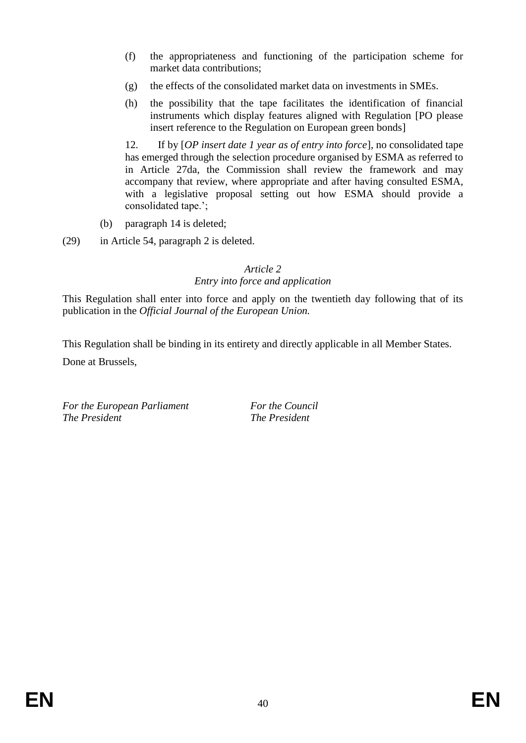(f) the appropriateness and functioning of the participation scheme for market data contributions;

(g) the effects of the consolidated market data on investments in SMEs.

(h) the possibility that the tape facilitates the identification of financial instruments which display features aligned with Regulation [PO please insert reference to the Regulation on European green bonds]

12. If by [*OP insert date 1 year as of entry into force*], no consolidated tape has emerged through the selection procedure organised by ESMA as referred to in Article 27da, the Commission shall review the framework and may accompany that review, where appropriate and after having consulted ESMA, with a legislative proposal setting out how ESMA should provide a consolidated tape.';

(b) paragraph 14 is deleted;

(29) in Article 54, paragraph 2 is deleted.

*Article 2*
*Entry into force and application*

This Regulation shall enter into force and apply on the twentieth day following that of its publication in the *Official Journal of the European Union.*

This Regulation shall be binding in its entirety and directly applicable in all Member States.

Done at Brussels,

*For the European Parliament*
*The President*

*For the Council*
*The President*